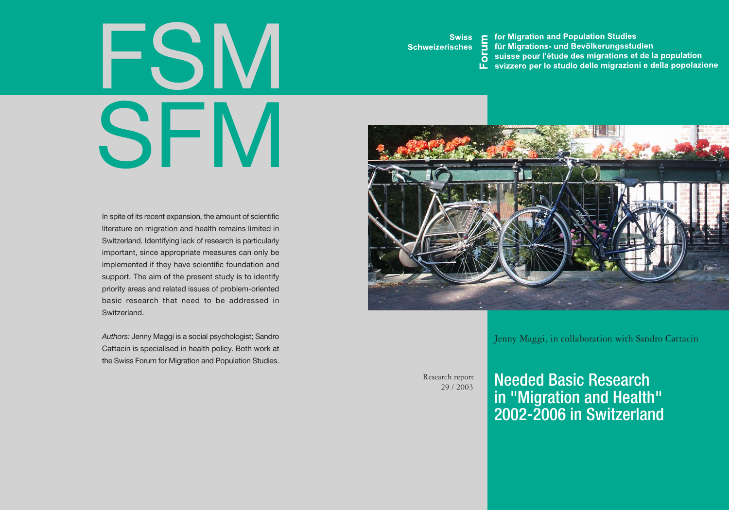FSM

SFM

Swiss
Schweizerisches

Forum

for Migration and Population Studies
für Migrations- und Bevölkerungsstudien
suisse pour l'étude des migrations et de la population
svizzero per lo studio delle migrazioni e della popolazione

In spite of its recent expansion, the amount of scientific literature on migration and health remains limited in Switzerland. Identifying lack of research is particularly important, since appropriate measures can only be implemented if they have scientific foundation and support. The aim of the present study is to identify priority areas and related issues of problem-oriented basic research that need to be addressed in Switzerland.

*Authors:* Jenny Maggi is a social psychologist; Sandro Cattacin is specialised in health policy. Both work at the Swiss Forum for Migration and Population Studies.

Jenny Maggi, in collaboration with Sandro Cattacin

Research report
29 / 2003

# Needed Basic Research in "Migration and Health" 2002-2006 in Switzerland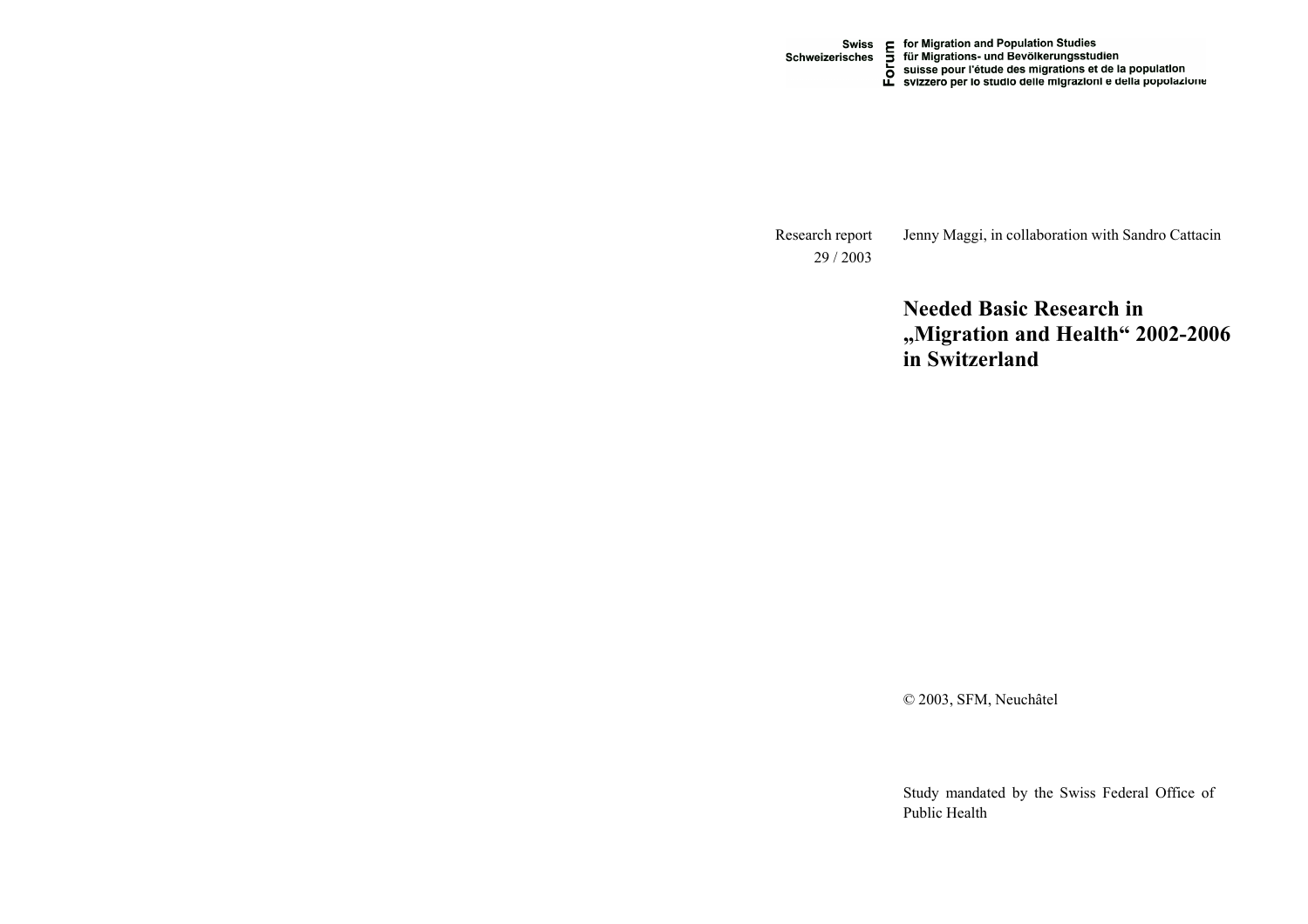Swiss Schweizerisches **Forum** for Migration and Population Studies
für Migrations- und Bevölkerungsstudien
suisse pour l'étude des migrations et de la population
svizzero per lo studio delle migrazioni e della popolazione

Research report
29 / 2003

Jenny Maggi, in collaboration with Sandro Cattacin

# Needed Basic Research in „Migration and Health" 2002-2006 in Switzerland

© 2003, SFM, Neuchâtel

Study mandated by the Swiss Federal Office of Public Health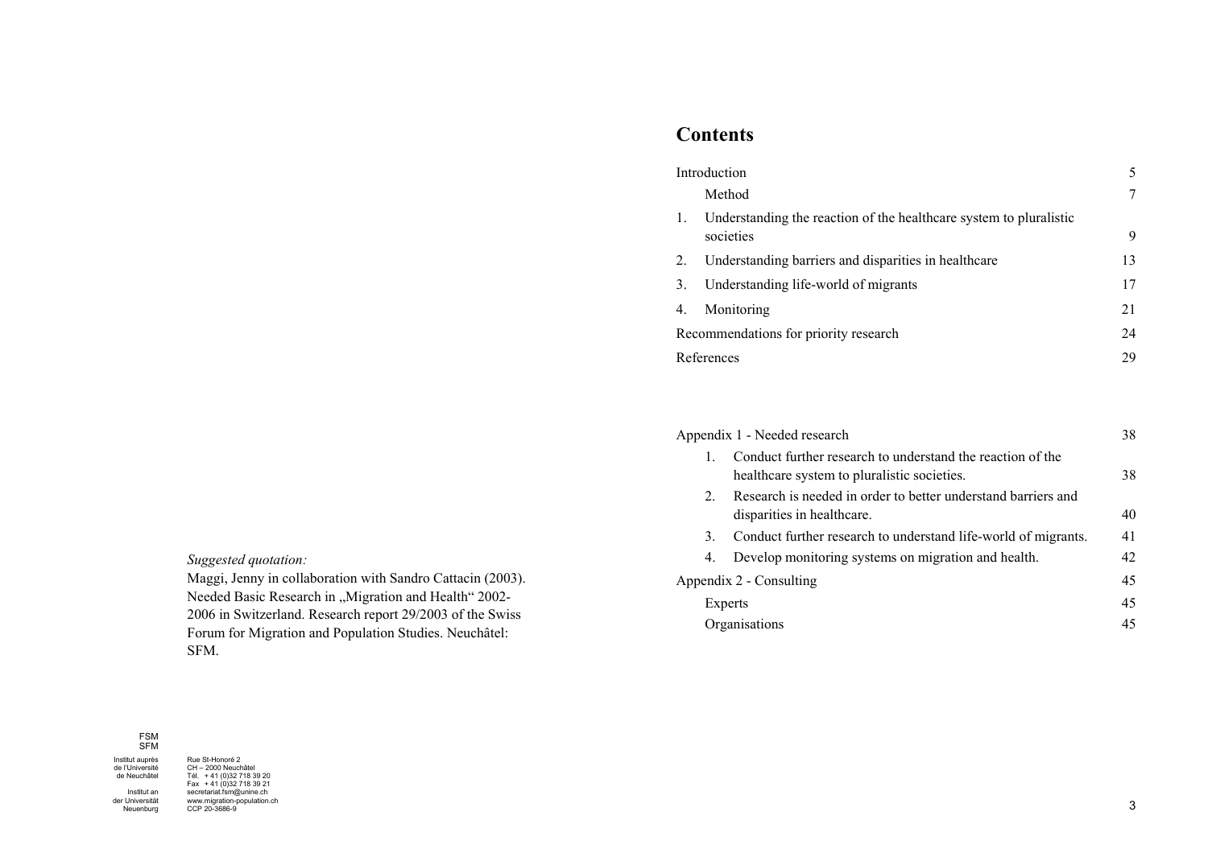*Suggested quotation:*
Maggi, Jenny in collaboration with Sandro Cattacin (2003). Needed Basic Research in „Migration and Health" 2002-2006 in Switzerland. Research report 29/2003 of the Swiss Forum for Migration and Population Studies. Neuchâtel: SFM.

FSM
SFM

Institut auprès de l'Université de Neuchâtel
Institut an der Universität Neuenburg

Rue St-Honoré 2
CH – 2000 Neuchâtel
Tél. + 41 (0)32 718 39 20
Fax + 41 (0)32 718 39 21
secretariat.fsm@unine.ch
www.migration-population.ch
CCP 20-3686-9

# Contents

| | |
|---|---|
| Introduction | 5 |
| Method | 7 |
| 1. Understanding the reaction of the healthcare system to pluralistic societies | 9 |
| 2. Understanding barriers and disparities in healthcare | 13 |
| 3. Understanding life-world of migrants | 17 |
| 4. Monitoring | 21 |
| Recommendations for priority research | 24 |
| References | 29 |

| | |
|---|---|
| Appendix 1 - Needed research | 38 |
| 1. Conduct further research to understand the reaction of the healthcare system to pluralistic societies. | 38 |
| 2. Research is needed in order to better understand barriers and disparities in healthcare. | 40 |
| 3. Conduct further research to understand life-world of migrants. | 41 |
| 4. Develop monitoring systems on migration and health. | 42 |
| Appendix 2 - Consulting | 45 |
| Experts | 45 |
| Organisations | 45 |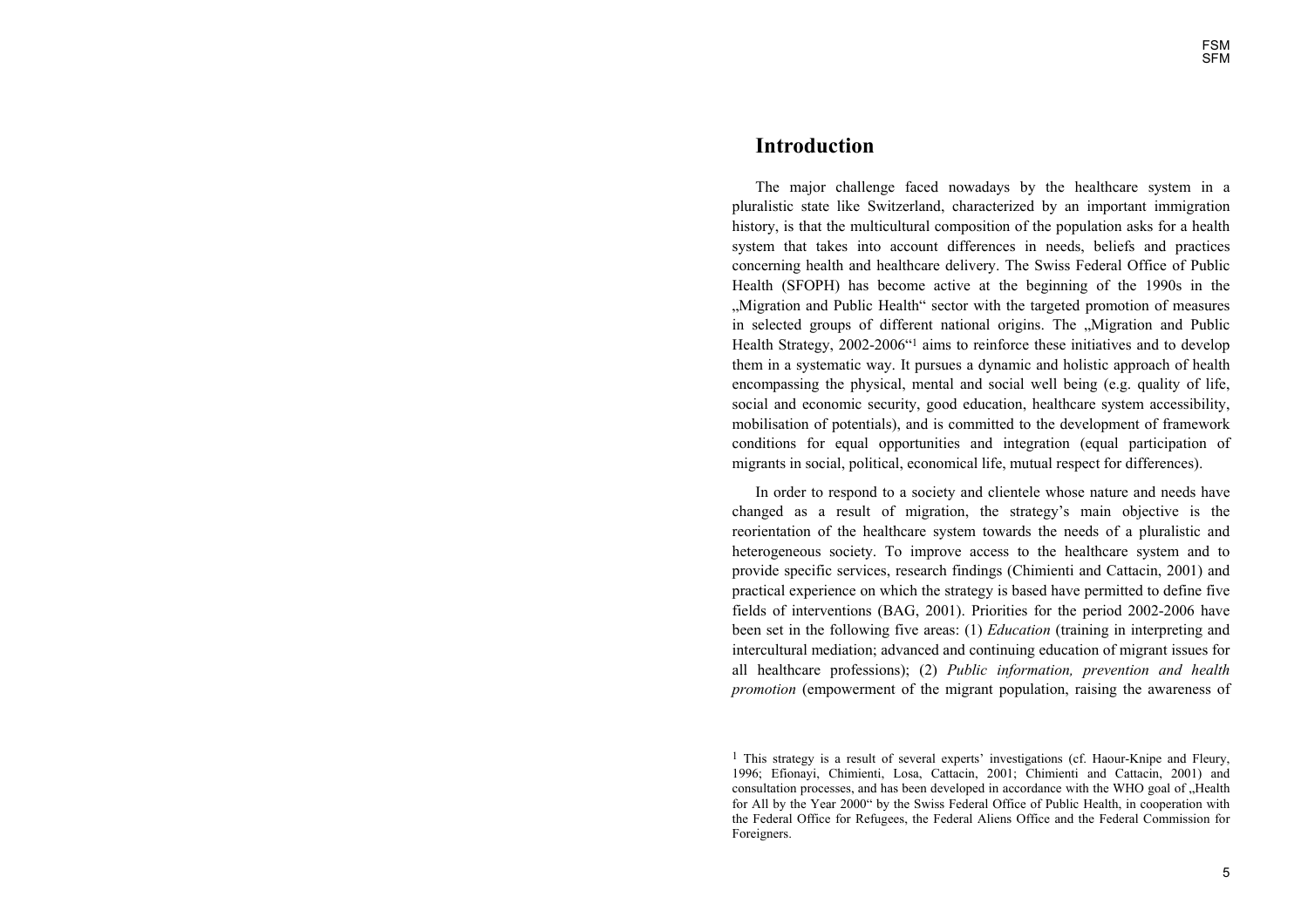# Introduction

The major challenge faced nowadays by the healthcare system in a pluralistic state like Switzerland, characterized by an important immigration history, is that the multicultural composition of the population asks for a health system that takes into account differences in needs, beliefs and practices concerning health and healthcare delivery. The Swiss Federal Office of Public Health (SFOPH) has become active at the beginning of the 1990s in the „Migration and Public Health“ sector with the targeted promotion of measures in selected groups of different national origins. The „Migration and Public Health Strategy, 2002-2006“[1] aims to reinforce these initiatives and to develop them in a systematic way. It pursues a dynamic and holistic approach of health encompassing the physical, mental and social well being (e.g. quality of life, social and economic security, good education, healthcare system accessibility, mobilisation of potentials), and is committed to the development of framework conditions for equal opportunities and integration (equal participation of migrants in social, political, economical life, mutual respect for differences).

In order to respond to a society and clientele whose nature and needs have changed as a result of migration, the strategy's main objective is the reorientation of the healthcare system towards the needs of a pluralistic and heterogeneous society. To improve access to the healthcare system and to provide specific services, research findings (Chimienti and Cattacin, 2001) and practical experience on which the strategy is based have permitted to define five fields of interventions (BAG, 2001). Priorities for the period 2002-2006 have been set in the following five areas: (1) *Education* (training in interpreting and intercultural mediation; advanced and continuing education of migrant issues for all healthcare professions); (2) *Public information, prevention and health promotion* (empowerment of the migrant population, raising the awareness of

[1] This strategy is a result of several experts' investigations (cf. Haour-Knipe and Fleury, 1996; Efionayi, Chimienti, Losa, Cattacin, 2001; Chimienti and Cattacin, 2001) and consultation processes, and has been developed in accordance with the WHO goal of „Health for All by the Year 2000“ by the Swiss Federal Office of Public Health, in cooperation with the Federal Office for Refugees, the Federal Aliens Office and the Federal Commission for Foreigners.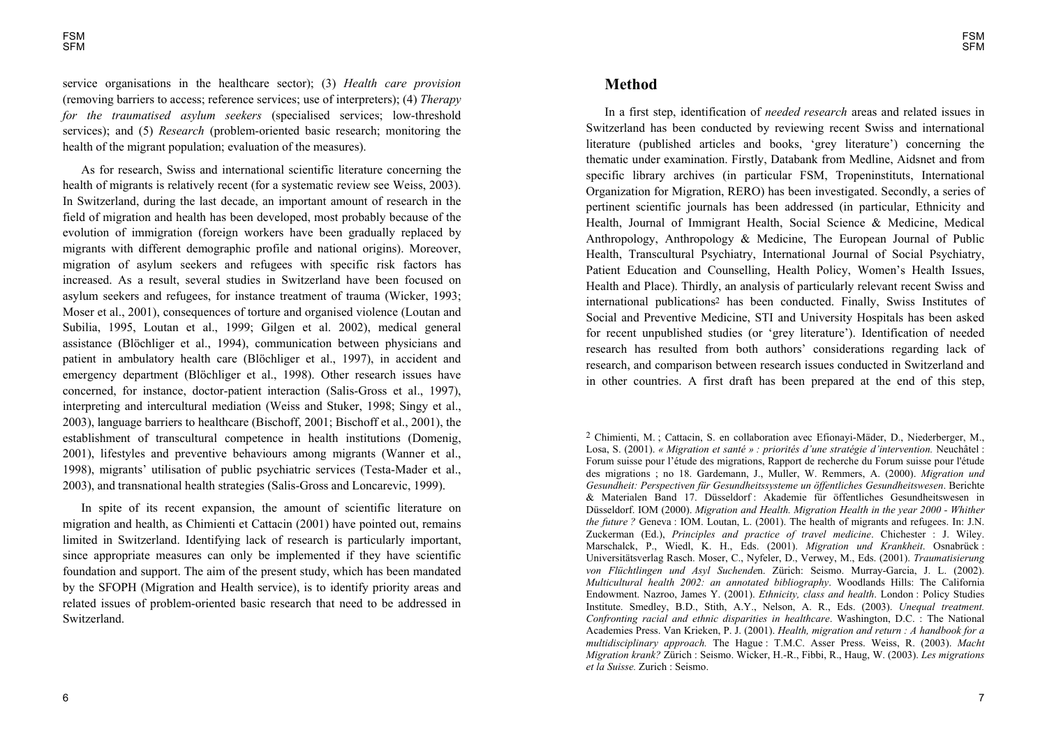service organisations in the healthcare sector); (3) *Health care provision* (removing barriers to access; reference services; use of interpreters); (4) *Therapy for the traumatised asylum seekers* (specialised services; low-threshold services); and (5) *Research* (problem-oriented basic research; monitoring the health of the migrant population; evaluation of the measures).

As for research, Swiss and international scientific literature concerning the health of migrants is relatively recent (for a systematic review see Weiss, 2003). In Switzerland, during the last decade, an important amount of research in the field of migration and health has been developed, most probably because of the evolution of immigration (foreign workers have been gradually replaced by migrants with different demographic profile and national origins). Moreover, migration of asylum seekers and refugees with specific risk factors has increased. As a result, several studies in Switzerland have been focused on asylum seekers and refugees, for instance treatment of trauma (Wicker, 1993; Moser et al., 2001), consequences of torture and organised violence (Loutan and Subilia, 1995, Loutan et al., 1999; Gilgen et al. 2002), medical general assistance (Blöchliger et al., 1994), communication between physicians and patient in ambulatory health care (Blöchliger et al., 1997), in accident and emergency department (Blöchliger et al., 1998). Other research issues have concerned, for instance, doctor-patient interaction (Salis-Gross et al., 1997), interpreting and intercultural mediation (Weiss and Stuker, 1998; Singy et al., 2003), language barriers to healthcare (Bischoff, 2001; Bischoff et al., 2001), the establishment of transcultural competence in health institutions (Domenig, 2001), lifestyles and preventive behaviours among migrants (Wanner et al., 1998), migrants' utilisation of public psychiatric services (Testa-Mader et al., 2003), and transnational health strategies (Salis-Gross and Loncarevic, 1999).

In spite of its recent expansion, the amount of scientific literature on migration and health, as Chimienti et Cattacin (2001) have pointed out, remains limited in Switzerland. Identifying lack of research is particularly important, since appropriate measures can only be implemented if they have scientific foundation and support. The aim of the present study, which has been mandated by the SFOPH (Migration and Health service), is to identify priority areas and related issues of problem-oriented basic research that need to be addressed in Switzerland.

## Method

In a first step, identification of *needed research* areas and related issues in Switzerland has been conducted by reviewing recent Swiss and international literature (published articles and books, 'grey literature') concerning the thematic under examination. Firstly, Databank from Medline, Aidsnet and from specific library archives (in particular FSM, Tropeninstituts, International Organization for Migration, RERO) has been investigated. Secondly, a series of pertinent scientific journals has been addressed (in particular, Ethnicity and Health, Journal of Immigrant Health, Social Science & Medicine, Medical Anthropology, Anthropology & Medicine, The European Journal of Public Health, Transcultural Psychiatry, International Journal of Social Psychiatry, Patient Education and Counselling, Health Policy, Women's Health Issues, Health and Place). Thirdly, an analysis of particularly relevant recent Swiss and international publications[2] has been conducted. Finally, Swiss Institutes of Social and Preventive Medicine, STI and University Hospitals has been asked for recent unpublished studies (or 'grey literature'). Identification of needed research has resulted from both authors' considerations regarding lack of research, and comparison between research issues conducted in Switzerland and in other countries. A first draft has been prepared at the end of this step,

[2] Chimienti, M. ; Cattacin, S. en collaboration avec Efionayi-Mäder, D., Niederberger, M., Losa, S. (2001). *« Migration et santé » : priorités d'une stratégie d'intervention.* Neuchâtel : Forum suisse pour l'étude des migrations, Rapport de recherche du Forum suisse pour l'étude des migrations ; no 18. Gardemann, J., Muller, W. Remmers, A. (2000). *Migration und Gesundheit: Perspectiven für Gesundheitssysteme un öffentliches Gesundheitswesen*. Berichte & Materialen Band 17. Düsseldorf : Akademie für öffentliches Gesundheitswesen in Düsseldorf. IOM (2000). *Migration and Health. Migration Health in the year 2000 - Whither the future ?* Geneva : IOM. Loutan, L. (2001). The health of migrants and refugees. In: J.N. Zuckerman (Ed.), *Principles and practice of travel medicine*. Chichester : J. Wiley. Marschalck, P., Wiedl, K. H., Eds. (2001). *Migration und Krankheit*. Osnabrück : Universitätsverlag Rasch. Moser, C., Nyfeler, D., Verwey, M., Eds. (2001). *Traumatisierung von Flüchtlingen und Asyl Suchenden*. Zürich: Seismo. Murray-Garcia, J. L. (2002). *Multicultural health 2002: an annotated bibliography*. Woodlands Hills: The California Endowment. Nazroo, James Y. (2001). *Ethnicity, class and health*. London : Policy Studies Institute. Smedley, B.D., Stith, A.Y., Nelson, A. R., Eds. (2003). *Unequal treatment. Confronting racial and ethnic disparities in healthcare*. Washington, D.C. : The National Academies Press. Van Krieken, P. J. (2001). *Health, migration and return : A handbook for a multidisciplinary approach.* The Hague : T.M.C. Asser Press. Weiss, R. (2003). *Macht Migration krank?* Zürich : Seismo. Wicker, H.-R., Fibbi, R., Haug, W. (2003). *Les migrations et la Suisse.* Zurich : Seismo.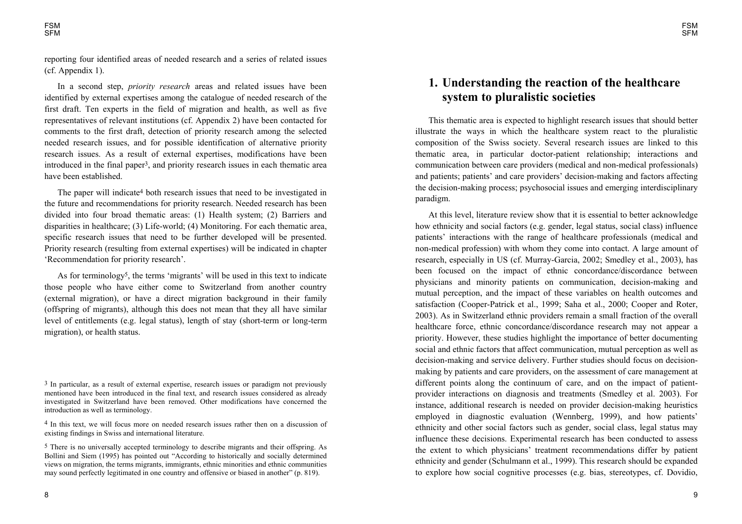reporting four identified areas of needed research and a series of related issues (cf. Appendix 1).

In a second step, *priority research* areas and related issues have been identified by external expertises among the catalogue of needed research of the first draft. Ten experts in the field of migration and health, as well as five representatives of relevant institutions (cf. Appendix 2) have been contacted for comments to the first draft, detection of priority research among the selected needed research issues, and for possible identification of alternative priority research issues. As a result of external expertises, modifications have been introduced in the final paper[3], and priority research issues in each thematic area have been established.

The paper will indicate[4] both research issues that need to be investigated in the future and recommendations for priority research. Needed research has been divided into four broad thematic areas: (1) Health system; (2) Barriers and disparities in healthcare; (3) Life-world; (4) Monitoring. For each thematic area, specific research issues that need to be further developed will be presented. Priority research (resulting from external expertises) will be indicated in chapter 'Recommendation for priority research'.

As for terminology[5], the terms 'migrants' will be used in this text to indicate those people who have either come to Switzerland from another country (external migration), or have a direct migration background in their family (offspring of migrants), although this does not mean that they all have similar level of entitlements (e.g. legal status), length of stay (short-term or long-term migration), or health status.

[3] In particular, as a result of external expertise, research issues or paradigm not previously mentioned have been introduced in the final text, and research issues considered as already investigated in Switzerland have been removed. Other modifications have concerned the introduction as well as terminology.

[4] In this text, we will focus more on needed research issues rather then on a discussion of existing findings in Swiss and international literature.

[5] There is no universally accepted terminology to describe migrants and their offspring. As Bollini and Siem (1995) has pointed out "According to historically and socially determined views on migration, the terms migrants, immigrants, ethnic minorities and ethnic communities may sound perfectly legitimated in one country and offensive or biased in another" (p. 819).

# 1. Understanding the reaction of the healthcare system to pluralistic societies

This thematic area is expected to highlight research issues that should better illustrate the ways in which the healthcare system react to the pluralistic composition of the Swiss society. Several research issues are linked to this thematic area, in particular doctor-patient relationship; interactions and communication between care providers (medical and non-medical professionals) and patients; patients' and care providers' decision-making and factors affecting the decision-making process; psychosocial issues and emerging interdisciplinary paradigm.

At this level, literature review show that it is essential to better acknowledge how ethnicity and social factors (e.g. gender, legal status, social class) influence patients' interactions with the range of healthcare professionals (medical and non-medical profession) with whom they come into contact. A large amount of research, especially in US (cf. Murray-Garcia, 2002; Smedley et al., 2003), has been focused on the impact of ethnic concordance/discordance between physicians and minority patients on communication, decision-making and mutual perception, and the impact of these variables on health outcomes and satisfaction (Cooper-Patrick et al., 1999; Saha et al., 2000; Cooper and Roter, 2003). As in Switzerland ethnic providers remain a small fraction of the overall healthcare force, ethnic concordance/discordance research may not appear a priority. However, these studies highlight the importance of better documenting social and ethnic factors that affect communication, mutual perception as well as decision-making and service delivery. Further studies should focus on decision-making by patients and care providers, on the assessment of care management at different points along the continuum of care, and on the impact of patient-provider interactions on diagnosis and treatments (Smedley et al. 2003). For instance, additional research is needed on provider decision-making heuristics employed in diagnostic evaluation (Wennberg, 1999), and how patients' ethnicity and other social factors such as gender, social class, legal status may influence these decisions. Experimental research has been conducted to assess the extent to which physicians' treatment recommendations differ by patient ethnicity and gender (Schulmann et al., 1999). This research should be expanded to explore how social cognitive processes (e.g. bias, stereotypes, cf. Dovidio,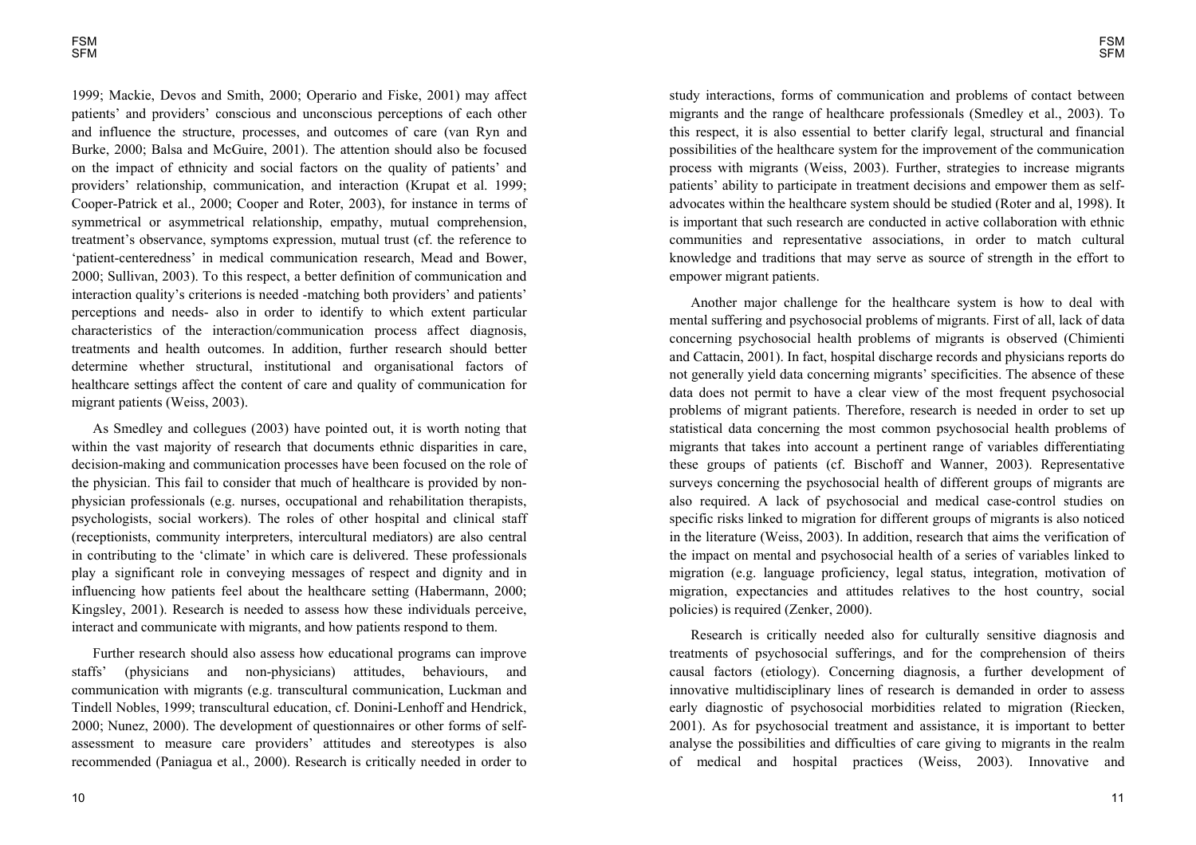1999; Mackie, Devos and Smith, 2000; Operario and Fiske, 2001) may affect patients' and providers' conscious and unconscious perceptions of each other and influence the structure, processes, and outcomes of care (van Ryn and Burke, 2000; Balsa and McGuire, 2001). The attention should also be focused on the impact of ethnicity and social factors on the quality of patients' and providers' relationship, communication, and interaction (Krupat et al. 1999; Cooper-Patrick et al., 2000; Cooper and Roter, 2003), for instance in terms of symmetrical or asymmetrical relationship, empathy, mutual comprehension, treatment's observance, symptoms expression, mutual trust (cf. the reference to 'patient-centeredness' in medical communication research, Mead and Bower, 2000; Sullivan, 2003). To this respect, a better definition of communication and interaction quality's criterions is needed -matching both providers' and patients' perceptions and needs- also in order to identify to which extent particular characteristics of the interaction/communication process affect diagnosis, treatments and health outcomes. In addition, further research should better determine whether structural, institutional and organisational factors of healthcare settings affect the content of care and quality of communication for migrant patients (Weiss, 2003).

As Smedley and collegues (2003) have pointed out, it is worth noting that within the vast majority of research that documents ethnic disparities in care, decision-making and communication processes have been focused on the role of the physician. This fail to consider that much of healthcare is provided by non-physician professionals (e.g. nurses, occupational and rehabilitation therapists, psychologists, social workers). The roles of other hospital and clinical staff (receptionists, community interpreters, intercultural mediators) are also central in contributing to the 'climate' in which care is delivered. These professionals play a significant role in conveying messages of respect and dignity and in influencing how patients feel about the healthcare setting (Habermann, 2000; Kingsley, 2001). Research is needed to assess how these individuals perceive, interact and communicate with migrants, and how patients respond to them.

Further research should also assess how educational programs can improve staffs' (physicians and non-physicians) attitudes, behaviours, and communication with migrants (e.g. transcultural communication, Luckman and Tindell Nobles, 1999; transcultural education, cf. Donini-Lenhoff and Hendrick, 2000; Nunez, 2000). The development of questionnaires or other forms of self-assessment to measure care providers' attitudes and stereotypes is also recommended (Paniagua et al., 2000). Research is critically needed in order to study interactions, forms of communication and problems of contact between migrants and the range of healthcare professionals (Smedley et al., 2003). To this respect, it is also essential to better clarify legal, structural and financial possibilities of the healthcare system for the improvement of the communication process with migrants (Weiss, 2003). Further, strategies to increase migrants patients' ability to participate in treatment decisions and empower them as self-advocates within the healthcare system should be studied (Roter and al, 1998). It is important that such research are conducted in active collaboration with ethnic communities and representative associations, in order to match cultural knowledge and traditions that may serve as source of strength in the effort to empower migrant patients.

Another major challenge for the healthcare system is how to deal with mental suffering and psychosocial problems of migrants. First of all, lack of data concerning psychosocial health problems of migrants is observed (Chimienti and Cattacin, 2001). In fact, hospital discharge records and physicians reports do not generally yield data concerning migrants' specificities. The absence of these data does not permit to have a clear view of the most frequent psychosocial problems of migrant patients. Therefore, research is needed in order to set up statistical data concerning the most common psychosocial health problems of migrants that takes into account a pertinent range of variables differentiating these groups of patients (cf. Bischoff and Wanner, 2003). Representative surveys concerning the psychosocial health of different groups of migrants are also required. A lack of psychosocial and medical case-control studies on specific risks linked to migration for different groups of migrants is also noticed in the literature (Weiss, 2003). In addition, research that aims the verification of the impact on mental and psychosocial health of a series of variables linked to migration (e.g. language proficiency, legal status, integration, motivation of migration, expectancies and attitudes relatives to the host country, social policies) is required (Zenker, 2000).

Research is critically needed also for culturally sensitive diagnosis and treatments of psychosocial sufferings, and for the comprehension of theirs causal factors (etiology). Concerning diagnosis, a further development of innovative multidisciplinary lines of research is demanded in order to assess early diagnostic of psychosocial morbidities related to migration (Riecken, 2001). As for psychosocial treatment and assistance, it is important to better analyse the possibilities and difficulties of care giving to migrants in the realm of medical and hospital practices (Weiss, 2003). Innovative and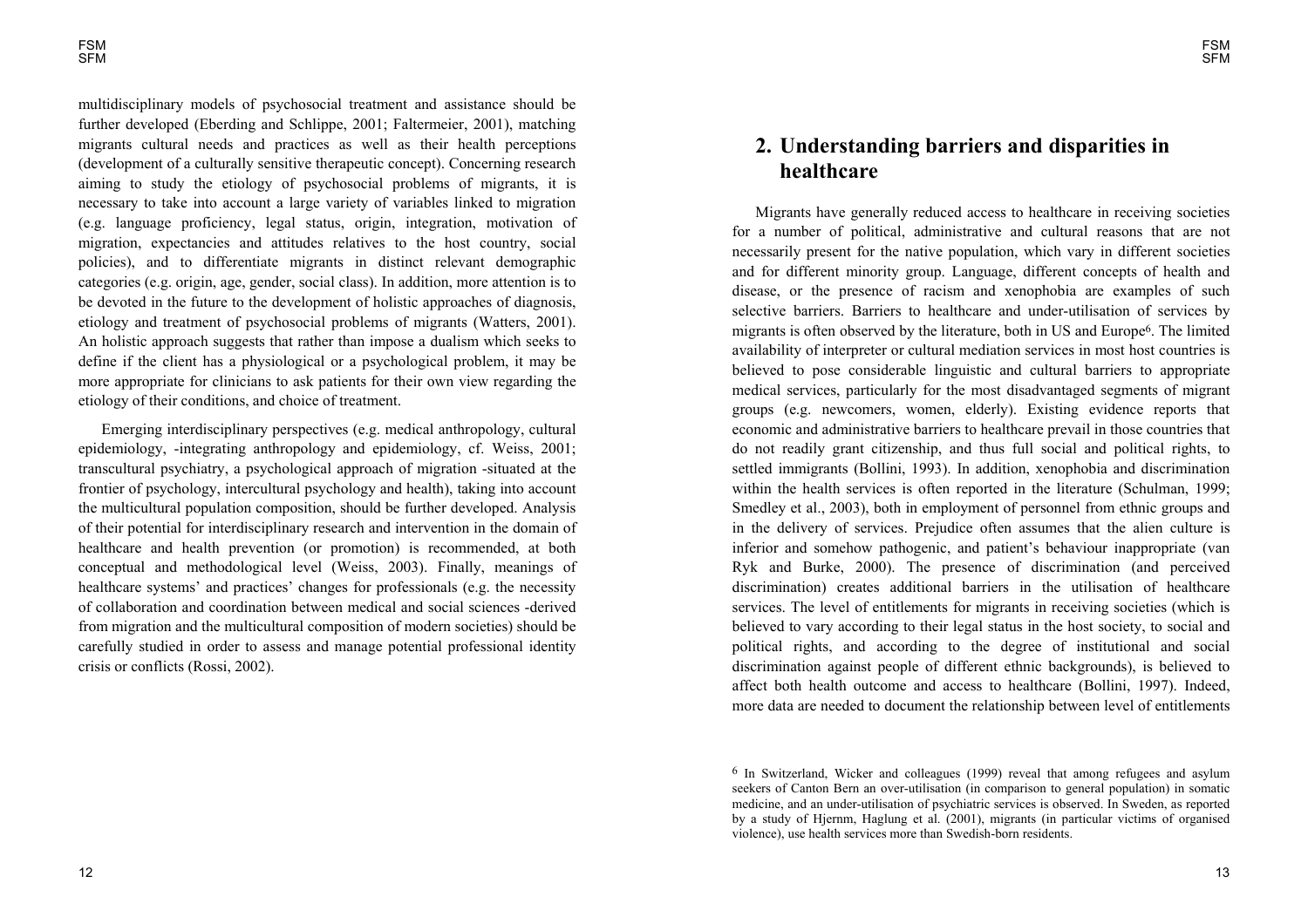multidisciplinary models of psychosocial treatment and assistance should be further developed (Eberding and Schlippe, 2001; Faltermeier, 2001), matching migrants cultural needs and practices as well as their health perceptions (development of a culturally sensitive therapeutic concept). Concerning research aiming to study the etiology of psychosocial problems of migrants, it is necessary to take into account a large variety of variables linked to migration (e.g. language proficiency, legal status, origin, integration, motivation of migration, expectancies and attitudes relatives to the host country, social policies), and to differentiate migrants in distinct relevant demographic categories (e.g. origin, age, gender, social class). In addition, more attention is to be devoted in the future to the development of holistic approaches of diagnosis, etiology and treatment of psychosocial problems of migrants (Watters, 2001). An holistic approach suggests that rather than impose a dualism which seeks to define if the client has a physiological or a psychological problem, it may be more appropriate for clinicians to ask patients for their own view regarding the etiology of their conditions, and choice of treatment.

Emerging interdisciplinary perspectives (e.g. medical anthropology, cultural epidemiology, -integrating anthropology and epidemiology, cf. Weiss, 2001; transcultural psychiatry, a psychological approach of migration -situated at the frontier of psychology, intercultural psychology and health), taking into account the multicultural population composition, should be further developed. Analysis of their potential for interdisciplinary research and intervention in the domain of healthcare and health prevention (or promotion) is recommended, at both conceptual and methodological level (Weiss, 2003). Finally, meanings of healthcare systems' and practices' changes for professionals (e.g. the necessity of collaboration and coordination between medical and social sciences -derived from migration and the multicultural composition of modern societies) should be carefully studied in order to assess and manage potential professional identity crisis or conflicts (Rossi, 2002).

## 2. Understanding barriers and disparities in healthcare

Migrants have generally reduced access to healthcare in receiving societies for a number of political, administrative and cultural reasons that are not necessarily present for the native population, which vary in different societies and for different minority group. Language, different concepts of health and disease, or the presence of racism and xenophobia are examples of such selective barriers. Barriers to healthcare and under-utilisation of services by migrants is often observed by the literature, both in US and Europe[6]. The limited availability of interpreter or cultural mediation services in most host countries is believed to pose considerable linguistic and cultural barriers to appropriate medical services, particularly for the most disadvantaged segments of migrant groups (e.g. newcomers, women, elderly). Existing evidence reports that economic and administrative barriers to healthcare prevail in those countries that do not readily grant citizenship, and thus full social and political rights, to settled immigrants (Bollini, 1993). In addition, xenophobia and discrimination within the health services is often reported in the literature (Schulman, 1999; Smedley et al., 2003), both in employment of personnel from ethnic groups and in the delivery of services. Prejudice often assumes that the alien culture is inferior and somehow pathogenic, and patient's behaviour inappropriate (van Ryk and Burke, 2000). The presence of discrimination (and perceived discrimination) creates additional barriers in the utilisation of healthcare services. The level of entitlements for migrants in receiving societies (which is believed to vary according to their legal status in the host society, to social and political rights, and according to the degree of institutional and social discrimination against people of different ethnic backgrounds), is believed to affect both health outcome and access to healthcare (Bollini, 1997). Indeed, more data are needed to document the relationship between level of entitlements

[6] In Switzerland, Wicker and colleagues (1999) reveal that among refugees and asylum seekers of Canton Bern an over-utilisation (in comparison to general population) in somatic medicine, and an under-utilisation of psychiatric services is observed. In Sweden, as reported by a study of Hjernm, Haglung et al. (2001), migrants (in particular victims of organised violence), use health services more than Swedish-born residents.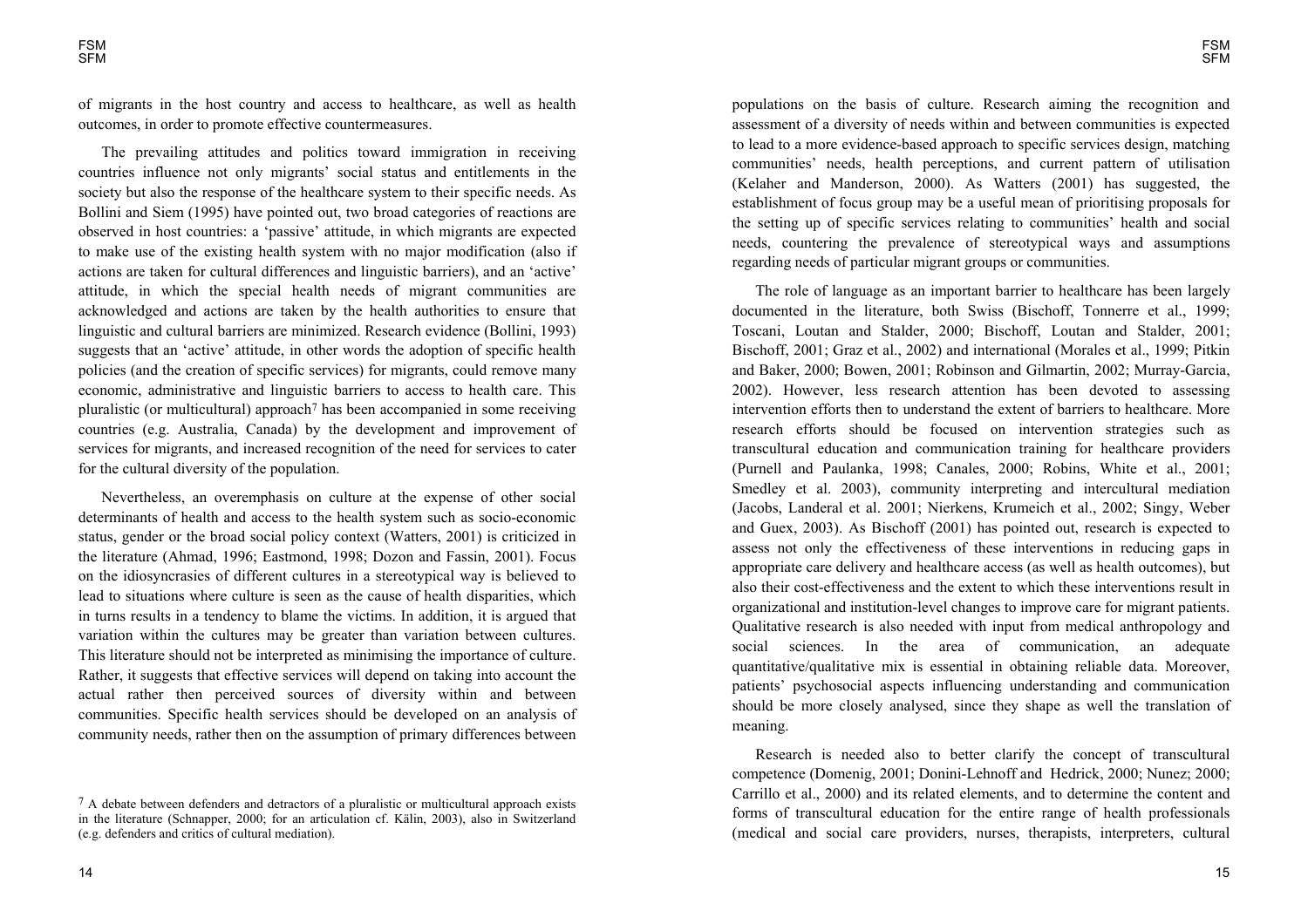of migrants in the host country and access to healthcare, as well as health outcomes, in order to promote effective countermeasures.

The prevailing attitudes and politics toward immigration in receiving countries influence not only migrants' social status and entitlements in the society but also the response of the healthcare system to their specific needs. As Bollini and Siem (1995) have pointed out, two broad categories of reactions are observed in host countries: a 'passive' attitude, in which migrants are expected to make use of the existing health system with no major modification (also if actions are taken for cultural differences and linguistic barriers), and an 'active' attitude, in which the special health needs of migrant communities are acknowledged and actions are taken by the health authorities to ensure that linguistic and cultural barriers are minimized. Research evidence (Bollini, 1993) suggests that an 'active' attitude, in other words the adoption of specific health policies (and the creation of specific services) for migrants, could remove many economic, administrative and linguistic barriers to access to health care. This pluralistic (or multicultural) approach[7] has been accompanied in some receiving countries (e.g. Australia, Canada) by the development and improvement of services for migrants, and increased recognition of the need for services to cater for the cultural diversity of the population.

Nevertheless, an overemphasis on culture at the expense of other social determinants of health and access to the health system such as socio-economic status, gender or the broad social policy context (Watters, 2001) is criticized in the literature (Ahmad, 1996; Eastmond, 1998; Dozon and Fassin, 2001). Focus on the idiosyncrasies of different cultures in a stereotypical way is believed to lead to situations where culture is seen as the cause of health disparities, which in turns results in a tendency to blame the victims. In addition, it is argued that variation within the cultures may be greater than variation between cultures. This literature should not be interpreted as minimising the importance of culture. Rather, it suggests that effective services will depend on taking into account the actual rather then perceived sources of diversity within and between communities. Specific health services should be developed on an analysis of community needs, rather then on the assumption of primary differences between populations on the basis of culture. Research aiming the recognition and assessment of a diversity of needs within and between communities is expected to lead to a more evidence-based approach to specific services design, matching communities' needs, health perceptions, and current pattern of utilisation (Kelaher and Manderson, 2000). As Watters (2001) has suggested, the establishment of focus group may be a useful mean of prioritising proposals for the setting up of specific services relating to communities' health and social needs, countering the prevalence of stereotypical ways and assumptions regarding needs of particular migrant groups or communities.

[7] A debate between defenders and detractors of a pluralistic or multicultural approach exists in the literature (Schnapper, 2000; for an articulation cf. Kälin, 2003), also in Switzerland (e.g. defenders and critics of cultural mediation).

The role of language as an important barrier to healthcare has been largely documented in the literature, both Swiss (Bischoff, Tonnerre et al., 1999; Toscani, Loutan and Stalder, 2000; Bischoff, Loutan and Stalder, 2001; Bischoff, 2001; Graz et al., 2002) and international (Morales et al., 1999; Pitkin and Baker, 2000; Bowen, 2001; Robinson and Gilmartin, 2002; Murray-Garcia, 2002). However, less research attention has been devoted to assessing intervention efforts then to understand the extent of barriers to healthcare. More research efforts should be focused on intervention strategies such as transcultural education and communication training for healthcare providers (Purnell and Paulanka, 1998; Canales, 2000; Robins, White et al., 2001; Smedley et al. 2003), community interpreting and intercultural mediation (Jacobs, Landeral et al. 2001; Nierkens, Krumeich et al., 2002; Singy, Weber and Guex, 2003). As Bischoff (2001) has pointed out, research is expected to assess not only the effectiveness of these interventions in reducing gaps in appropriate care delivery and healthcare access (as well as health outcomes), but also their cost-effectiveness and the extent to which these interventions result in organizational and institution-level changes to improve care for migrant patients. Qualitative research is also needed with input from medical anthropology and social sciences. In the area of communication, an adequate quantitative/qualitative mix is essential in obtaining reliable data. Moreover, patients' psychosocial aspects influencing understanding and communication should be more closely analysed, since they shape as well the translation of meaning.

Research is needed also to better clarify the concept of transcultural competence (Domenig, 2001; Donini-Lehnoff and Hedrick, 2000; Nunez; 2000; Carrillo et al., 2000) and its related elements, and to determine the content and forms of transcultural education for the entire range of health professionals (medical and social care providers, nurses, therapists, interpreters, cultural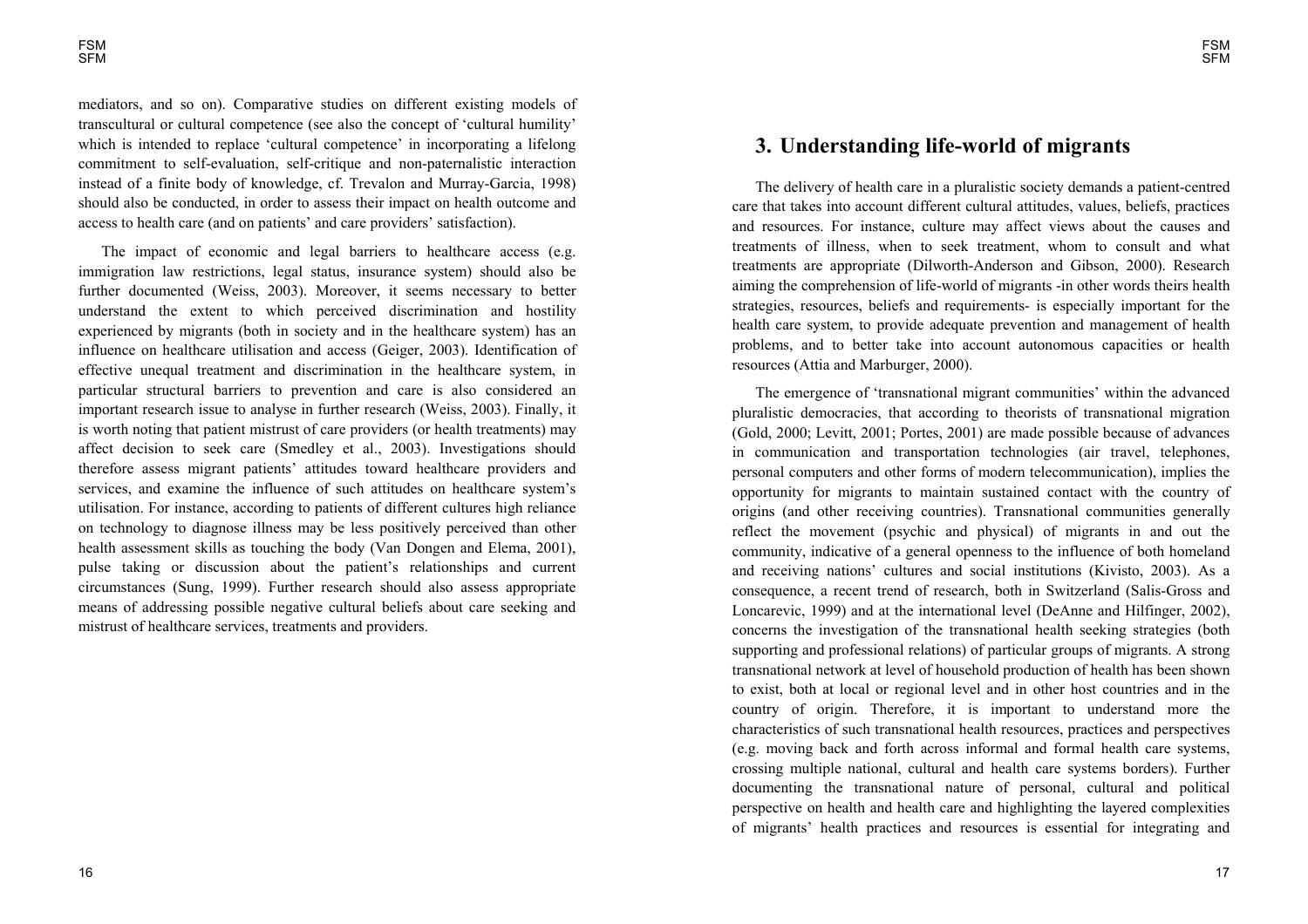mediators, and so on). Comparative studies on different existing models of transcultural or cultural competence (see also the concept of 'cultural humility' which is intended to replace 'cultural competence' in incorporating a lifelong commitment to self-evaluation, self-critique and non-paternalistic interaction instead of a finite body of knowledge, cf. Trevalon and Murray-Garcia, 1998) should also be conducted, in order to assess their impact on health outcome and access to health care (and on patients' and care providers' satisfaction).

The impact of economic and legal barriers to healthcare access (e.g. immigration law restrictions, legal status, insurance system) should also be further documented (Weiss, 2003). Moreover, it seems necessary to better understand the extent to which perceived discrimination and hostility experienced by migrants (both in society and in the healthcare system) has an influence on healthcare utilisation and access (Geiger, 2003). Identification of effective unequal treatment and discrimination in the healthcare system, in particular structural barriers to prevention and care is also considered an important research issue to analyse in further research (Weiss, 2003). Finally, it is worth noting that patient mistrust of care providers (or health treatments) may affect decision to seek care (Smedley et al., 2003). Investigations should therefore assess migrant patients' attitudes toward healthcare providers and services, and examine the influence of such attitudes on healthcare system's utilisation. For instance, according to patients of different cultures high reliance on technology to diagnose illness may be less positively perceived than other health assessment skills as touching the body (Van Dongen and Elema, 2001), pulse taking or discussion about the patient's relationships and current circumstances (Sung, 1999). Further research should also assess appropriate means of addressing possible negative cultural beliefs about care seeking and mistrust of healthcare services, treatments and providers.

## 3. Understanding life-world of migrants

The delivery of health care in a pluralistic society demands a patient-centred care that takes into account different cultural attitudes, values, beliefs, practices and resources. For instance, culture may affect views about the causes and treatments of illness, when to seek treatment, whom to consult and what treatments are appropriate (Dilworth-Anderson and Gibson, 2000). Research aiming the comprehension of life-world of migrants -in other words theirs health strategies, resources, beliefs and requirements- is especially important for the health care system, to provide adequate prevention and management of health problems, and to better take into account autonomous capacities or health resources (Attia and Marburger, 2000).

The emergence of 'transnational migrant communities' within the advanced pluralistic democracies, that according to theorists of transnational migration (Gold, 2000; Levitt, 2001; Portes, 2001) are made possible because of advances in communication and transportation technologies (air travel, telephones, personal computers and other forms of modern telecommunication), implies the opportunity for migrants to maintain sustained contact with the country of origins (and other receiving countries). Transnational communities generally reflect the movement (psychic and physical) of migrants in and out the community, indicative of a general openness to the influence of both homeland and receiving nations' cultures and social institutions (Kivisto, 2003). As a consequence, a recent trend of research, both in Switzerland (Salis-Gross and Loncarevic, 1999) and at the international level (DeAnne and Hilfinger, 2002), concerns the investigation of the transnational health seeking strategies (both supporting and professional relations) of particular groups of migrants. A strong transnational network at level of household production of health has been shown to exist, both at local or regional level and in other host countries and in the country of origin. Therefore, it is important to understand more the characteristics of such transnational health resources, practices and perspectives (e.g. moving back and forth across informal and formal health care systems, crossing multiple national, cultural and health care systems borders). Further documenting the transnational nature of personal, cultural and political perspective on health and health care and highlighting the layered complexities of migrants' health practices and resources is essential for integrating and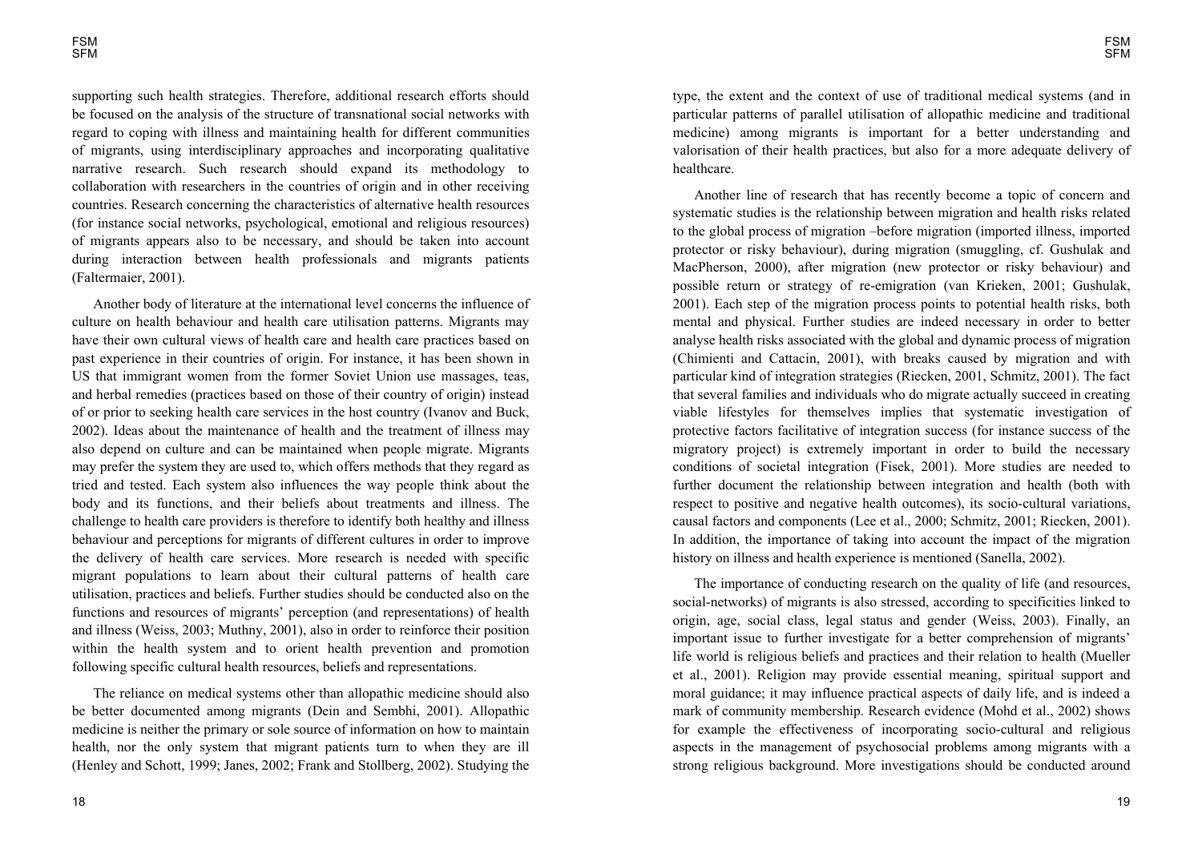supporting such health strategies. Therefore, additional research efforts should be focused on the analysis of the structure of transnational social networks with regard to coping with illness and maintaining health for different communities of migrants, using interdisciplinary approaches and incorporating qualitative narrative research. Such research should expand its methodology to collaboration with researchers in the countries of origin and in other receiving countries. Research concerning the characteristics of alternative health resources (for instance social networks, psychological, emotional and religious resources) of migrants appears also to be necessary, and should be taken into account during interaction between health professionals and migrants patients (Faltermaier, 2001).

Another body of literature at the international level concerns the influence of culture on health behaviour and health care utilisation patterns. Migrants may have their own cultural views of health care and health care practices based on past experience in their countries of origin. For instance, it has been shown in US that immigrant women from the former Soviet Union use massages, teas, and herbal remedies (practices based on those of their country of origin) instead of or prior to seeking health care services in the host country (Ivanov and Buck, 2002). Ideas about the maintenance of health and the treatment of illness may also depend on culture and can be maintained when people migrate. Migrants may prefer the system they are used to, which offers methods that they regard as tried and tested. Each system also influences the way people think about the body and its functions, and their beliefs about treatments and illness. The challenge to health care providers is therefore to identify both healthy and illness behaviour and perceptions for migrants of different cultures in order to improve the delivery of health care services. More research is needed with specific migrant populations to learn about their cultural patterns of health care utilisation, practices and beliefs. Further studies should be conducted also on the functions and resources of migrants' perception (and representations) of health and illness (Weiss, 2003; Muthny, 2001), also in order to reinforce their position within the health system and to orient health prevention and promotion following specific cultural health resources, beliefs and representations.

The reliance on medical systems other than allopathic medicine should also be better documented among migrants (Dein and Sembhi, 2001). Allopathic medicine is neither the primary or sole source of information on how to maintain health, nor the only system that migrant patients turn to when they are ill (Henley and Schott, 1999; Janes, 2002; Frank and Stollberg, 2002). Studying the type, the extent and the context of use of traditional medical systems (and in particular patterns of parallel utilisation of allopathic medicine and traditional medicine) among migrants is important for a better understanding and valorisation of their health practices, but also for a more adequate delivery of healthcare.

Another line of research that has recently become a topic of concern and systematic studies is the relationship between migration and health risks related to the global process of migration –before migration (imported illness, imported protector or risky behaviour), during migration (smuggling, cf. Gushulak and MacPherson, 2000), after migration (new protector or risky behaviour) and possible return or strategy of re-emigration (van Krieken, 2001; Gushulak, 2001). Each step of the migration process points to potential health risks, both mental and physical. Further studies are indeed necessary in order to better analyse health risks associated with the global and dynamic process of migration (Chimienti and Cattacin, 2001), with breaks caused by migration and with particular kind of integration strategies (Riecken, 2001, Schmitz, 2001). The fact that several families and individuals who do migrate actually succeed in creating viable lifestyles for themselves implies that systematic investigation of protective factors facilitative of integration success (for instance success of the migratory project) is extremely important in order to build the necessary conditions of societal integration (Fisek, 2001). More studies are needed to further document the relationship between integration and health (both with respect to positive and negative health outcomes), its socio-cultural variations, causal factors and components (Lee et al., 2000; Schmitz, 2001; Riecken, 2001). In addition, the importance of taking into account the impact of the migration history on illness and health experience is mentioned (Sanella, 2002).

The importance of conducting research on the quality of life (and resources, social-networks) of migrants is also stressed, according to specificities linked to origin, age, social class, legal status and gender (Weiss, 2003). Finally, an important issue to further investigate for a better comprehension of migrants' life world is religious beliefs and practices and their relation to health (Mueller et al., 2001). Religion may provide essential meaning, spiritual support and moral guidance; it may influence practical aspects of daily life, and is indeed a mark of community membership. Research evidence (Mohd et al., 2002) shows for example the effectiveness of incorporating socio-cultural and religious aspects in the management of psychosocial problems among migrants with a strong religious background. More investigations should be conducted around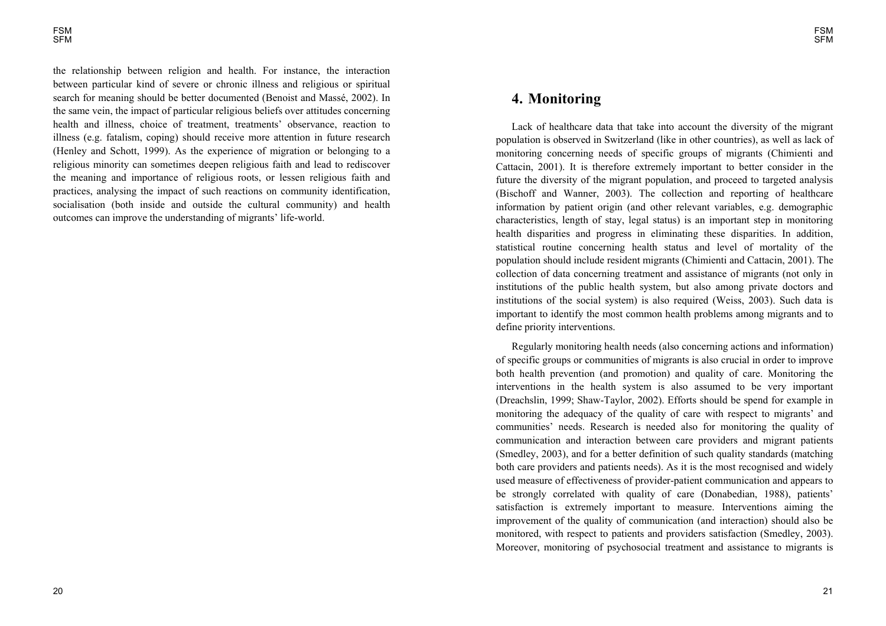the relationship between religion and health. For instance, the interaction between particular kind of severe or chronic illness and religious or spiritual search for meaning should be better documented (Benoist and Massé, 2002). In the same vein, the impact of particular religious beliefs over attitudes concerning health and illness, choice of treatment, treatments' observance, reaction to illness (e.g. fatalism, coping) should receive more attention in future research (Henley and Schott, 1999). As the experience of migration or belonging to a religious minority can sometimes deepen religious faith and lead to rediscover the meaning and importance of religious roots, or lessen religious faith and practices, analysing the impact of such reactions on community identification, socialisation (both inside and outside the cultural community) and health outcomes can improve the understanding of migrants' life-world.

# 4. Monitoring

Lack of healthcare data that take into account the diversity of the migrant population is observed in Switzerland (like in other countries), as well as lack of monitoring concerning needs of specific groups of migrants (Chimienti and Cattacin, 2001). It is therefore extremely important to better consider in the future the diversity of the migrant population, and proceed to targeted analysis (Bischoff and Wanner, 2003). The collection and reporting of healthcare information by patient origin (and other relevant variables, e.g. demographic characteristics, length of stay, legal status) is an important step in monitoring health disparities and progress in eliminating these disparities. In addition, statistical routine concerning health status and level of mortality of the population should include resident migrants (Chimienti and Cattacin, 2001). The collection of data concerning treatment and assistance of migrants (not only in institutions of the public health system, but also among private doctors and institutions of the social system) is also required (Weiss, 2003). Such data is important to identify the most common health problems among migrants and to define priority interventions.

Regularly monitoring health needs (also concerning actions and information) of specific groups or communities of migrants is also crucial in order to improve both health prevention (and promotion) and quality of care. Monitoring the interventions in the health system is also assumed to be very important (Dreachslin, 1999; Shaw-Taylor, 2002). Efforts should be spend for example in monitoring the adequacy of the quality of care with respect to migrants' and communities' needs. Research is needed also for monitoring the quality of communication and interaction between care providers and migrant patients (Smedley, 2003), and for a better definition of such quality standards (matching both care providers and patients needs). As it is the most recognised and widely used measure of effectiveness of provider-patient communication and appears to be strongly correlated with quality of care (Donabedian, 1988), patients' satisfaction is extremely important to measure. Interventions aiming the improvement of the quality of communication (and interaction) should also be monitored, with respect to patients and providers satisfaction (Smedley, 2003). Moreover, monitoring of psychosocial treatment and assistance to migrants is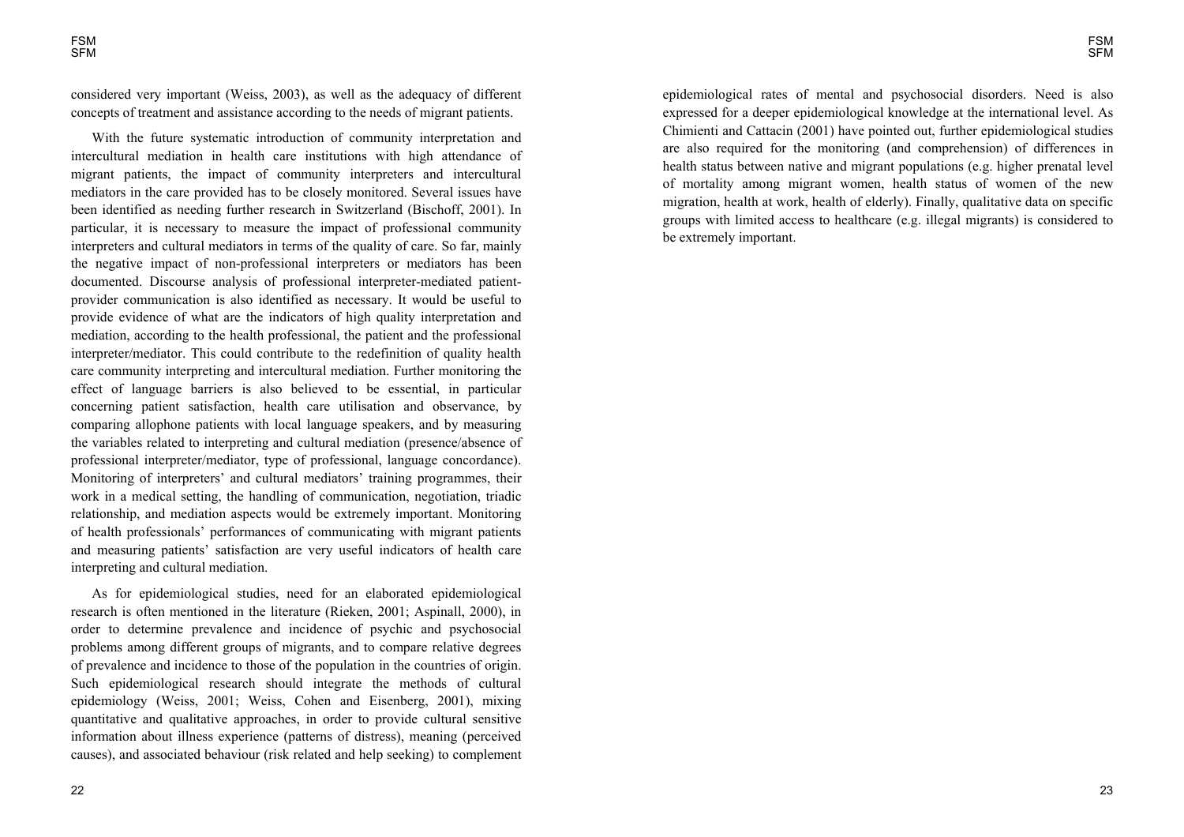considered very important (Weiss, 2003), as well as the adequacy of different concepts of treatment and assistance according to the needs of migrant patients.

With the future systematic introduction of community interpretation and intercultural mediation in health care institutions with high attendance of migrant patients, the impact of community interpreters and intercultural mediators in the care provided has to be closely monitored. Several issues have been identified as needing further research in Switzerland (Bischoff, 2001). In particular, it is necessary to measure the impact of professional community interpreters and cultural mediators in terms of the quality of care. So far, mainly the negative impact of non-professional interpreters or mediators has been documented. Discourse analysis of professional interpreter-mediated patient-provider communication is also identified as necessary. It would be useful to provide evidence of what are the indicators of high quality interpretation and mediation, according to the health professional, the patient and the professional interpreter/mediator. This could contribute to the redefinition of quality health care community interpreting and intercultural mediation. Further monitoring the effect of language barriers is also believed to be essential, in particular concerning patient satisfaction, health care utilisation and observance, by comparing allophone patients with local language speakers, and by measuring the variables related to interpreting and cultural mediation (presence/absence of professional interpreter/mediator, type of professional, language concordance). Monitoring of interpreters' and cultural mediators' training programmes, their work in a medical setting, the handling of communication, negotiation, triadic relationship, and mediation aspects would be extremely important. Monitoring of health professionals' performances of communicating with migrant patients and measuring patients' satisfaction are very useful indicators of health care interpreting and cultural mediation.

As for epidemiological studies, need for an elaborated epidemiological research is often mentioned in the literature (Rieken, 2001; Aspinall, 2000), in order to determine prevalence and incidence of psychic and psychosocial problems among different groups of migrants, and to compare relative degrees of prevalence and incidence to those of the population in the countries of origin. Such epidemiological research should integrate the methods of cultural epidemiology (Weiss, 2001; Weiss, Cohen and Eisenberg, 2001), mixing quantitative and qualitative approaches, in order to provide cultural sensitive information about illness experience (patterns of distress), meaning (perceived causes), and associated behaviour (risk related and help seeking) to complement epidemiological rates of mental and psychosocial disorders. Need is also expressed for a deeper epidemiological knowledge at the international level. As Chimienti and Cattacin (2001) have pointed out, further epidemiological studies are also required for the monitoring (and comprehension) of differences in health status between native and migrant populations (e.g. higher prenatal level of mortality among migrant women, health status of women of the new migration, health at work, health of elderly). Finally, qualitative data on specific groups with limited access to healthcare (e.g. illegal migrants) is considered to be extremely important.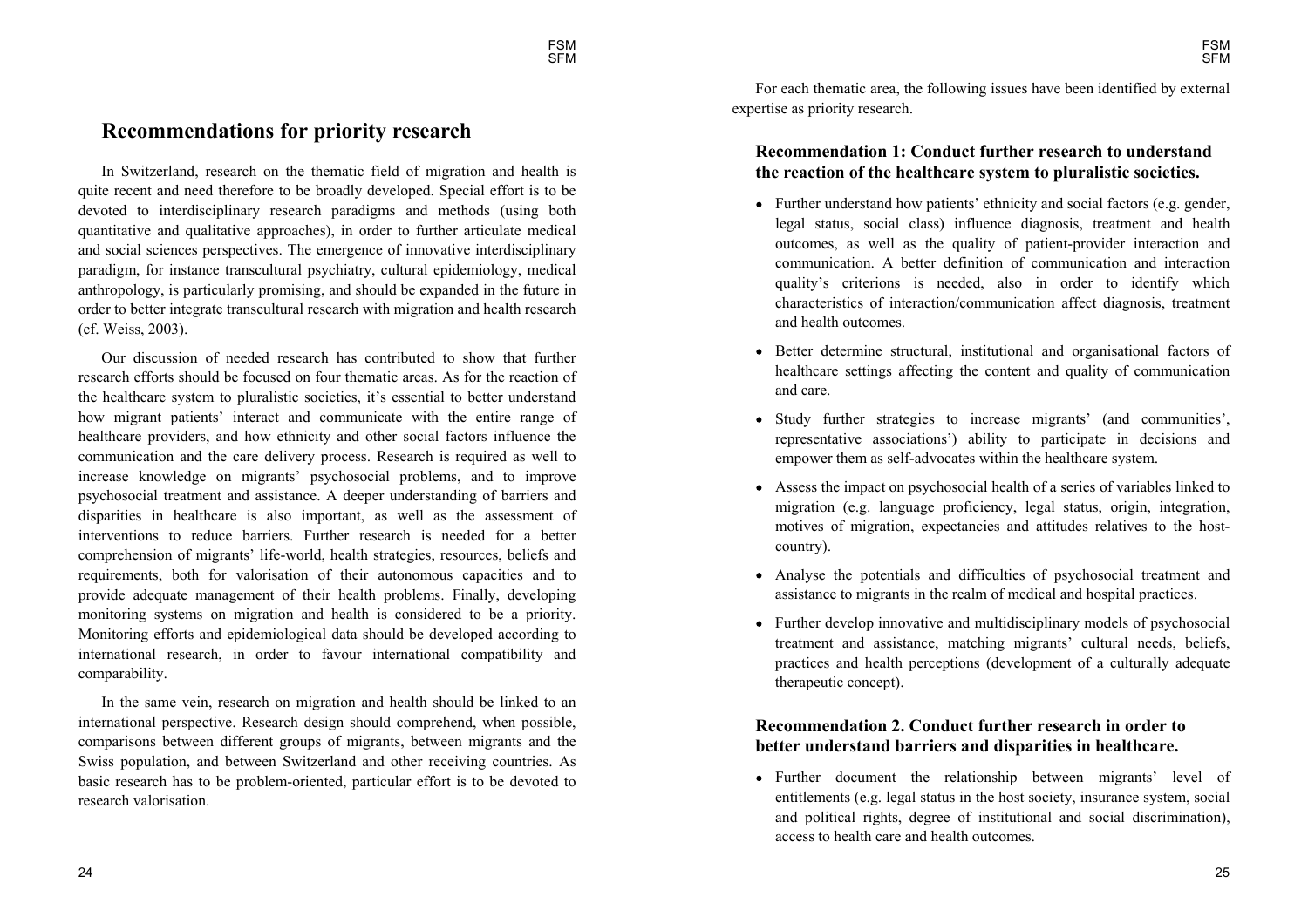## Recommendations for priority research

In Switzerland, research on the thematic field of migration and health is quite recent and need therefore to be broadly developed. Special effort is to be devoted to interdisciplinary research paradigms and methods (using both quantitative and qualitative approaches), in order to further articulate medical and social sciences perspectives. The emergence of innovative interdisciplinary paradigm, for instance transcultural psychiatry, cultural epidemiology, medical anthropology, is particularly promising, and should be expanded in the future in order to better integrate transcultural research with migration and health research (cf. Weiss, 2003).

Our discussion of needed research has contributed to show that further research efforts should be focused on four thematic areas. As for the reaction of the healthcare system to pluralistic societies, it's essential to better understand how migrant patients' interact and communicate with the entire range of healthcare providers, and how ethnicity and other social factors influence the communication and the care delivery process. Research is required as well to increase knowledge on migrants' psychosocial problems, and to improve psychosocial treatment and assistance. A deeper understanding of barriers and disparities in healthcare is also important, as well as the assessment of interventions to reduce barriers. Further research is needed for a better comprehension of migrants' life-world, health strategies, resources, beliefs and requirements, both for valorisation of their autonomous capacities and to provide adequate management of their health problems. Finally, developing monitoring systems on migration and health is considered to be a priority. Monitoring efforts and epidemiological data should be developed according to international research, in order to favour international compatibility and comparability.

In the same vein, research on migration and health should be linked to an international perspective. Research design should comprehend, when possible, comparisons between different groups of migrants, between migrants and the Swiss population, and between Switzerland and other receiving countries. As basic research has to be problem-oriented, particular effort is to be devoted to research valorisation.

For each thematic area, the following issues have been identified by external expertise as priority research.

### Recommendation 1: Conduct further research to understand the reaction of the healthcare system to pluralistic societies.

- Further understand how patients' ethnicity and social factors (e.g. gender, legal status, social class) influence diagnosis, treatment and health outcomes, as well as the quality of patient-provider interaction and communication. A better definition of communication and interaction quality's criterions is needed, also in order to identify which characteristics of interaction/communication affect diagnosis, treatment and health outcomes.
- Better determine structural, institutional and organisational factors of healthcare settings affecting the content and quality of communication and care.
- Study further strategies to increase migrants' (and communities', representative associations') ability to participate in decisions and empower them as self-advocates within the healthcare system.
- Assess the impact on psychosocial health of a series of variables linked to migration (e.g. language proficiency, legal status, origin, integration, motives of migration, expectancies and attitudes relatives to the host-country).
- Analyse the potentials and difficulties of psychosocial treatment and assistance to migrants in the realm of medical and hospital practices.
- Further develop innovative and multidisciplinary models of psychosocial treatment and assistance, matching migrants' cultural needs, beliefs, practices and health perceptions (development of a culturally adequate therapeutic concept).

### Recommendation 2. Conduct further research in order to better understand barriers and disparities in healthcare.

- Further document the relationship between migrants' level of entitlements (e.g. legal status in the host society, insurance system, social and political rights, degree of institutional and social discrimination), access to health care and health outcomes.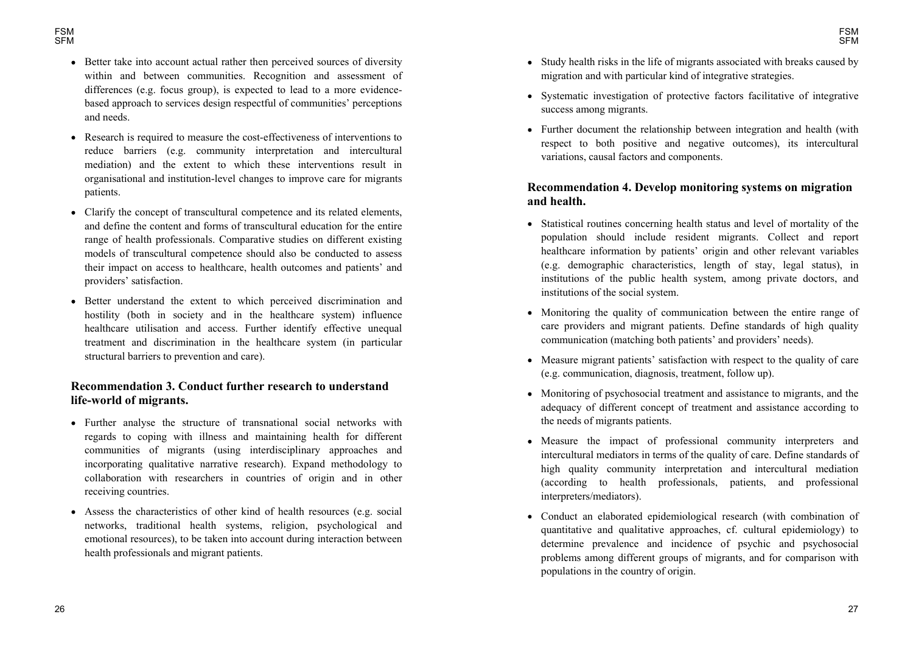- Better take into account actual rather then perceived sources of diversity within and between communities. Recognition and assessment of differences (e.g. focus group), is expected to lead to a more evidence-based approach to services design respectful of communities' perceptions and needs.
- Research is required to measure the cost-effectiveness of interventions to reduce barriers (e.g. community interpretation and intercultural mediation) and the extent to which these interventions result in organisational and institution-level changes to improve care for migrants patients.
- Clarify the concept of transcultural competence and its related elements, and define the content and forms of transcultural education for the entire range of health professionals. Comparative studies on different existing models of transcultural competence should also be conducted to assess their impact on access to healthcare, health outcomes and patients' and providers' satisfaction.
- Better understand the extent to which perceived discrimination and hostility (both in society and in the healthcare system) influence healthcare utilisation and access. Further identify effective unequal treatment and discrimination in the healthcare system (in particular structural barriers to prevention and care).

### Recommendation 3. Conduct further research to understand life-world of migrants.

- Further analyse the structure of transnational social networks with regards to coping with illness and maintaining health for different communities of migrants (using interdisciplinary approaches and incorporating qualitative narrative research). Expand methodology to collaboration with researchers in countries of origin and in other receiving countries.
- Assess the characteristics of other kind of health resources (e.g. social networks, traditional health systems, religion, psychological and emotional resources), to be taken into account during interaction between health professionals and migrant patients.
- Study health risks in the life of migrants associated with breaks caused by migration and with particular kind of integrative strategies.
- Systematic investigation of protective factors facilitative of integrative success among migrants.
- Further document the relationship between integration and health (with respect to both positive and negative outcomes), its intercultural variations, causal factors and components.

### Recommendation 4. Develop monitoring systems on migration and health.

- Statistical routines concerning health status and level of mortality of the population should include resident migrants. Collect and report healthcare information by patients' origin and other relevant variables (e.g. demographic characteristics, length of stay, legal status), in institutions of the public health system, among private doctors, and institutions of the social system.
- Monitoring the quality of communication between the entire range of care providers and migrant patients. Define standards of high quality communication (matching both patients' and providers' needs).
- Measure migrant patients' satisfaction with respect to the quality of care (e.g. communication, diagnosis, treatment, follow up).
- Monitoring of psychosocial treatment and assistance to migrants, and the adequacy of different concept of treatment and assistance according to the needs of migrants patients.
- Measure the impact of professional community interpreters and intercultural mediators in terms of the quality of care. Define standards of high quality community interpretation and intercultural mediation (according to health professionals, patients, and professional interpreters/mediators).
- Conduct an elaborated epidemiological research (with combination of quantitative and qualitative approaches, cf. cultural epidemiology) to determine prevalence and incidence of psychic and psychosocial problems among different groups of migrants, and for comparison with populations in the country of origin.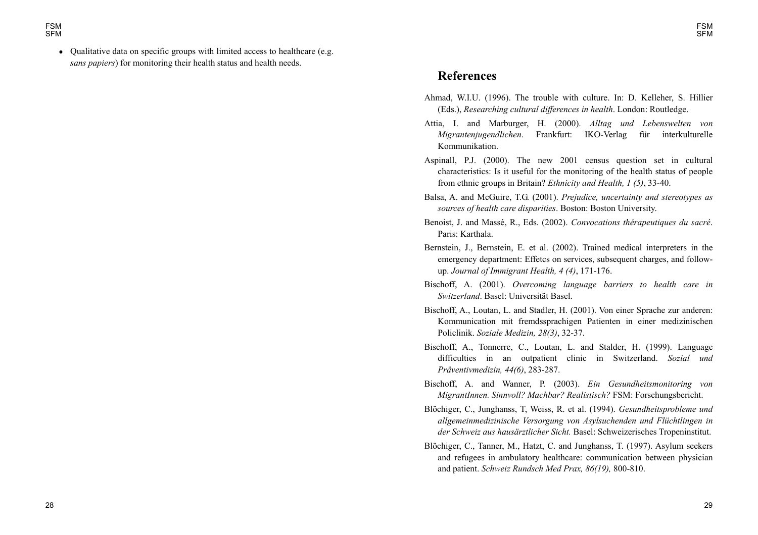- Qualitative data on specific groups with limited access to healthcare (e.g. *sans papiers*) for monitoring their health status and health needs.

## References

Ahmad, W.I.U. (1996). The trouble with culture. In: D. Kelleher, S. Hillier (Eds.), *Researching cultural differences in health*. London: Routledge.

Attia, I. and Marburger, H. (2000). *Alltag und Lebenswelten von Migrantenjugendlichen*. Frankfurt: IKO-Verlag für interkulturelle Kommunikation.

Aspinall, P.J. (2000). The new 2001 census question set in cultural characteristics: Is it useful for the monitoring of the health status of people from ethnic groups in Britain? *Ethnicity and Health, 1 (5)*, 33-40.

Balsa, A. and McGuire, T.G. (2001). *Prejudice, uncertainty and stereotypes as sources of health care disparities*. Boston: Boston University.

Benoist, J. and Massé, R., Eds. (2002). *Convocations thérapeutiques du sacré*. Paris: Karthala.

Bernstein, J., Bernstein, E. et al. (2002). Trained medical interpreters in the emergency department: Effetcs on services, subsequent charges, and follow-up. *Journal of Immigrant Health, 4 (4)*, 171-176.

Bischoff, A. (2001). *Overcoming language barriers to health care in Switzerland*. Basel: Universität Basel.

Bischoff, A., Loutan, L. and Stadler, H. (2001). Von einer Sprache zur anderen: Kommunication mit fremdssprachigen Patienten in einer medizinischen Policlinik. *Soziale Medizin, 28(3)*, 32-37.

Bischoff, A., Tonnerre, C., Loutan, L. and Stalder, H. (1999). Language difficulties in an outpatient clinic in Switzerland. *Sozial und Präventivmedizin, 44(6)*, 283-287.

Bischoff, A. and Wanner, P. (2003). *Ein Gesundheitsmonitoring von MigrantInnen. Sinnvoll? Machbar? Realistisch?* FSM: Forschungsbericht.

Blöchiger, C., Junghanss, T, Weiss, R. et al. (1994). *Gesundheitsprobleme und allgemeinmedizinische Versorgung von Asylsuchenden und Flüchtlingen in der Schweiz aus hausärztlicher Sicht.* Basel: Schweizerisches Tropeninstitut.

Blöchiger, C., Tanner, M., Hatzt, C. and Junghanss, T. (1997). Asylum seekers and refugees in ambulatory healthcare: communication between physician and patient. *Schweiz Rundsch Med Prax, 86(19),* 800-810.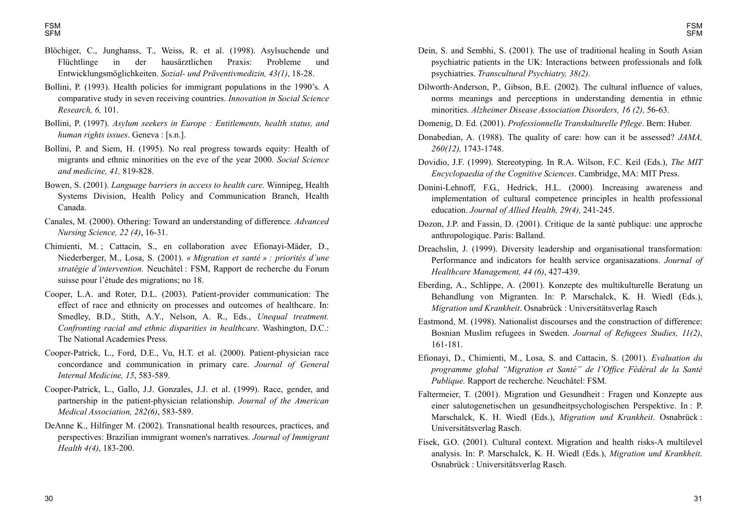Blöchiger, C., Junghanss, T., Weiss, R. et al. (1998). Asylsuchende und Flüchtlinge in der hausärztlichen Praxis: Probleme und Entwicklungsmöglichkeiten. *Sozial- und Präventivmedizin, 43(1)*, 18-28.

Bollini, P. (1993). Health policies for immigrant populations in the 1990's. A comparative study in seven receiving countries. *Innovation in Social Science Research, 6,* 101.

Bollini, P. (1997). *Asylum seekers in Europe : Entitlements, health status, and human rights issues*. Geneva : [s.n.].

Bollini, P. and Siem, H. (1995). No real progress towards equity: Health of migrants and ethnic minorities on the eve of the year 2000. *Social Science and medicine, 41,* 819-828.

Bowen, S. (2001). *Language barriers in access to health care*. Winnipeg, Health Systems Division, Health Policy and Communication Branch, Health Canada.

Canales, M. (2000). Othering: Toward an understanding of difference. *Advanced Nursing Science, 22 (4)*, 16-31.

Chimienti, M. ; Cattacin, S., en collaboration avec Efionayi-Mäder, D., Niederberger, M., Losa, S. (2001). *« Migration et santé » : priorités d'une stratégie d'intervention.* Neuchâtel : FSM, Rapport de recherche du Forum suisse pour l'étude des migrations; no 18.

Cooper, L.A. and Roter, D.L. (2003). Patient-provider communication: The effect of race and ethnicity on processes and outcomes of healthcare. In: Smedley, B.D., Stith, A.Y., Nelson, A. R., Eds., *Unequal treatment. Confronting racial and ethnic disparities in healthcare*. Washington, D.C.: The National Academies Press.

Cooper-Patrick, L., Ford, D.E., Vu, H.T. et al. (2000). Patient-physician race concordance and communication in primary care. *Journal of General Internal Medicine, 15*, 583-589.

Cooper-Patrick, L., Gallo, J.J. Gonzales, J.J. et al. (1999). Race, gender, and partnership in the patient-physician relationship. *Journal of the American Medical Association, 282(6)*, 583-589.

DeAnne K., Hilfinger M. (2002). Transnational health resources, practices, and perspectives: Brazilian immigrant women's narratives. *Journal of Immigrant Health 4(4)*, 183-200.

Dein, S. and Sembhi, S. (2001). The use of traditional healing in South Asian psychiatric patients in the UK: Interactions between professionals and folk psychiatries. *Transcultural Psychiatry, 38(2)*.

Dilworth-Anderson, P., Gibson, B.E. (2002). The cultural influence of values, norms meanings and perceptions in understanding dementia in ethnic minorities. *Alzheimer Disease Association Disorders, 16 (2),* 56-63.

Domenig, D. Ed. (2001). *Professionnelle Transkulturelle Pflege*. Bern: Huber.

Donabedian, A. (1988). The quality of care: how can it be assessed? *JAMA, 260(12),* 1743-1748.

Dovidio, J.F. (1999). Stereotyping. In R.A. Wilson, F.C. Keil (Eds.), *The MIT Encyclopaedia of the Cognitive Sciences*. Cambridge, MA: MIT Press.

Donini-Lehnoff, F.G., Hedrick, H.L. (2000). Increasing awareness and implementation of cultural competence principles in health professional education. *Journal of Allied Health, 29(4),* 241-245.

Dozon, J.P. and Fassin, D. (2001). Critique de la santé publique: une approche anthropologique. Paris: Balland.

Dreachslin, J. (1999). Diversity leadership and organisational transformation: Performance and indicators for health service organisazations. *Journal of Healthcare Management, 44 (6)*, 427-439.

Eberding, A., Schlippe, A. (2001). Konzepte des multikulturelle Beratung un Behandlung von Migranten. In: P. Marschalck, K. H. Wiedl (Eds.), *Migration und Krankheit*. Osnabrück : Universitätsverlag Rasch

Eastmond, M. (1998). Nationalist discourses and the construction of difference: Bosnian Muslim refugees in Sweden. *Journal of Refugees Studies, 11(2)*, 161-181.

Efionayi, D., Chimienti, M., Losa, S. and Cattacin, S. (2001). *Evaluation du programme global "Migration et Santé" de l'Office Fédéral de la Santé Publique.* Rapport de recherche. Neuchâtel: FSM.

Faltermeier, T. (2001). Migration und Gesundheit : Fragen und Konzepte aus einer salutogenetischen un gesundheitpsychologischen Perspektive. In : P. Marschalck, K. H. Wiedl (Eds.), *Migration und Krankheit*. Osnabrück : Universitätsverlag Rasch.

Fisek, G.O. (2001). Cultural context. Migration and health risks-A multilevel analysis. In: P. Marschalck, K. H. Wiedl (Eds.), *Migration und Krankheit*. Osnabrück : Universitätsverlag Rasch.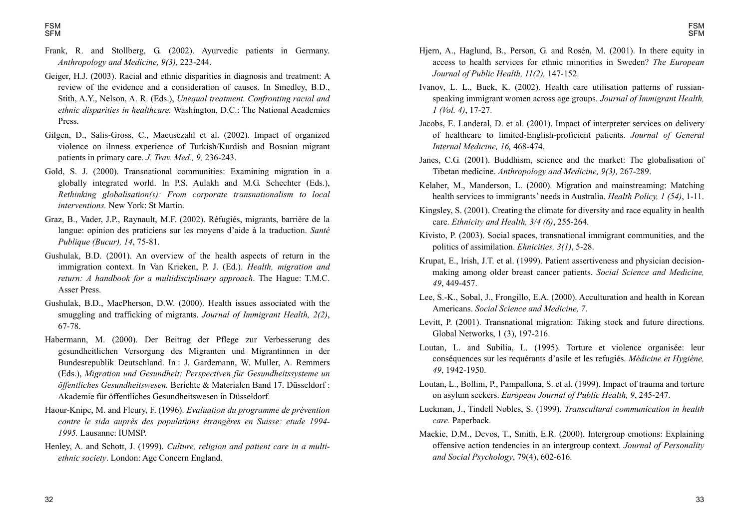Frank, R. and Stollberg, G. (2002). Ayurvedic patients in Germany. *Anthropology and Medicine, 9(3),* 223-244.

Geiger, H.J. (2003). Racial and ethnic disparities in diagnosis and treatment: A review of the evidence and a consideration of causes. In Smedley, B.D., Stith, A.Y., Nelson, A. R. (Eds.), *Unequal treatment. Confronting racial and ethnic disparities in healthcare.* Washington, D.C.: The National Academies Press.

Gilgen, D., Salis-Gross, C., Maeusezahl et al. (2002). Impact of organized violence on ilnness experience of Turkish/Kurdish and Bosnian migrant patients in primary care. *J. Trav. Med., 9,* 236-243.

Gold, S. J. (2000). Transnational communities: Examining migration in a globally integrated world. In P.S. Aulakh and M.G. Schechter (Eds.), *Rethinking globalisation(s): From corporate transnationalism to local interventions.* New York: St Martin.

Graz, B., Vader, J.P., Raynault, M.F. (2002). Réfugiés, migrants, barrière de la langue: opinion des praticiens sur les moyens d'aide à la traduction. *Santé Publique (Bucur), 14*, 75-81.

Gushulak, B.D. (2001). An overview of the health aspects of return in the immigration context. In Van Krieken, P. J. (Ed.). *Health, migration and return: A handbook for a multidisciplinary approach*. The Hague: T.M.C. Asser Press.

Gushulak, B.D., MacPherson, D.W. (2000). Health issues associated with the smuggling and trafficking of migrants. *Journal of Immigrant Health, 2(2)*, 67-78.

Habermann, M. (2000). Der Beitrag der Pflege zur Verbesserung des gesundheitlichen Versorgung des Migranten und Migrantinnen in der Bundesrepublik Deutschland. In : J. Gardemann, W. Muller, A. Remmers (Eds.), *Migration und Gesundheit: Perspectiven für Gesundheitssysteme un öffentliches Gesundheitswesen.* Berichte & Materialen Band 17. Düsseldorf : Akademie für öffentliches Gesundheitswesen in Düsseldorf.

Haour-Knipe, M. and Fleury, F. (1996). *Evaluation du programme de prévention contre le sida auprès des populations étrangères en Suisse: etude 1994-1995.* Lausanne: IUMSP.

Henley, A. and Schott, J. (1999). *Culture, religion and patient care in a multi-ethnic society*. London: Age Concern England.

Hjern, A., Haglund, B., Person, G. and Rosén, M. (2001). In there equity in access to health services for ethnic minorities in Sweden? *The European Journal of Public Health, 11(2),* 147-152.

Ivanov, L. L., Buck, K. (2002). Health care utilisation patterns of russian-speaking immigrant women across age groups. *Journal of Immigrant Health, 1 (Vol. 4)*, 17-27.

Jacobs, E. Landeral, D. et al. (2001). Impact of interpreter services on delivery of healthcare to limited-English-proficient patients. *Journal of General Internal Medicine, 16,* 468-474.

Janes, C.G. (2001). Buddhism, science and the market: The globalisation of Tibetan medicine. *Anthropology and Medicine, 9(3),* 267-289.

Kelaher, M., Manderson, L. (2000). Migration and mainstreaming: Matching health services to immigrants' needs in Australia. *Health Policy, 1 (54)*, 1-11.

Kingsley, S. (2001). Creating the climate for diversity and race equality in health care. *Ethnicity and Health, 3/4 (6)*, 255-264.

Kivisto, P. (2003). Social spaces, transnational immigrant communities, and the politics of assimilation. *Ehnicities, 3(1)*, 5-28.

Krupat, E., Irish, J.T. et al. (1999). Patient assertiveness and physician decision-making among older breast cancer patients. *Social Science and Medicine, 49*, 449-457.

Lee, S.-K., Sobal, J., Frongillo, E.A. (2000). Acculturation and health in Korean Americans. *Social Science and Medicine, 7*.

Levitt, P. (2001). Transnational migration: Taking stock and future directions. Global Networks, 1 (3), 197-216.

Loutan, L. and Subilia, L. (1995). Torture et violence organisée: leur conséquences sur les requérants d'asile et les refugiés. *Médicine et Hygiène, 49*, 1942-1950.

Loutan, L., Bollini, P., Pampallona, S. et al. (1999). Impact of trauma and torture on asylum seekers. *European Journal of Public Health, 9*, 245-247.

Luckman, J., Tindell Nobles, S. (1999). *Transcultural communication in health care.* Paperback.

Mackie, D.M., Devos, T., Smith, E.R. (2000). Intergroup emotions: Explaining offensive action tendencies in an intergroup context. *Journal of Personality and Social Psychology*, 79(4), 602-616.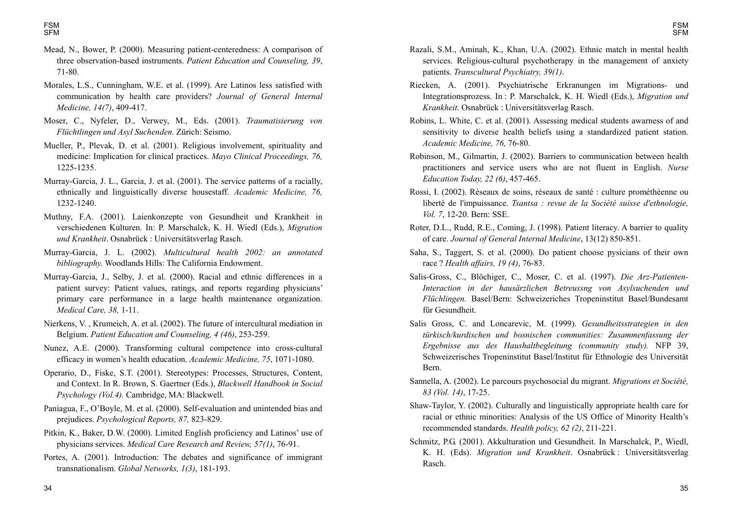Mead, N., Bower, P. (2000). Measuring patient-centeredness: A comparison of three observation-based instruments. *Patient Education and Counseling, 39*, 71-80.

Morales, L.S., Cunningham, W.E. et al. (1999). Are Latinos less satisfied with communication by health care providers? *Journal of General Internal Medicine, 14(7)*, 409-417.

Moser, C., Nyfeler, D., Verwey, M., Eds. (2001). *Traumatisierung von Flüchtlingen und Asyl Suchenden.* Zürich: Seismo.

Mueller, P., Plevak, D. et al. (2001). Religious involvement, spirituality and medicine: Implication for clinical practices. *Mayo Clinical Proceedings, 76,* 1225-1235.

Murray-Garcia, J. L., Garcia, J. et al. (2001). The service patterns of a racially, ethnically and linguistically diverse housestaff. *Academic Medicine, 76,* 1232-1240.

Muthny, F.A. (2001). Laienkonzepte von Gesundheit und Krankheit in verschiedenen Kulturen. In: P. Marschalck, K. H. Wiedl (Eds.), *Migration und Krankheit*. Osnabrück : Universitätsverlag Rasch.

Murray-Garcia, J. L. (2002). *Multicultural health 2002: an annotated bibliography.* Woodlands Hills: The California Endowment.

Murray-Garcia, J., Selby, J. et al. (2000). Racial and ethnic differences in a patient survey: Patient values, ratings, and reports regarding physicians' primary care performance in a large health maintenance organization. *Medical Care, 38,* 1-11.

Nierkens, V. , Krumeich, A. et al. (2002). The future of intercultural mediation in Belgium. *Patient Education and Counseling, 4 (46)*, 253-259.

Nunez, A.E. (2000). Transforming cultural competence into cross-cultural efficacy in women's health education. *Academic Medicine, 75*, 1071-1080.

Operario, D., Fiske, S.T. (2001). Stereotypes: Processes, Structures, Content, and Context. In R. Brown, S. Gaertner (Eds.), *Blackwell Handbook in Social Psychology (Vol.4).* Cambridge, MA: Blackwell.

Paniagua, F., O'Boyle, M. et al. (2000). Self-evaluation and unintended bias and prejudices. *Psychological Reports, 87,* 823-829.

Pitkin, K., Baker, D.W. (2000). Limited English proficiency and Latinos' use of physicians services. *Medical Care Research and Review, 57(1)*, 76-91.

Portes, A. (2001). Introduction: The debates and significance of immigrant transnationalism. *Global Networks, 1(3)*, 181-193.

Razali, S.M., Aminah, K., Khan, U.A. (2002). Ethnic match in mental health services. Religious-cultural psychotherapy in the management of anxiety patients. *Transcultural Psychiatry, 39(1)*.

Riecken, A. (2001). Psychiatrische Erkranungen im Migrations- und Integrationsprozess. In : P. Marschalck, K. H. Wiedl (Eds.), *Migration und Krankheit*. Osnabrück : Universitätsverlag Rasch.

Robins, L. White, C. et al. (2001). Assessing medical students awarness of and sensitivity to diverse health beliefs using a standardized patient station. *Academic Medicine, 76,* 76-80.

Robinson, M., Gilmartin, J. (2002). Barriers to communication between health practitioners and service users who are not fluent in English. *Nurse Education Today, 22 (6)*, 457-465.

Rossi, I. (2002). Réseaux de soins, réseaux de santé : culture prométhéenne ou liberté de l'impuissance. *Tsantsa : revue de la Société suisse d'ethnologie, Vol. 7*, 12-20. Bern: SSE.

Roter, D.L., Rudd, R.E., Coming, J. (1998). Patient literacy. A barrier to quality of care. *Journal of General Internal Medicine*, 13(12) 850-851.

Saha, S., Taggert, S. et al. (2000). Do patient choose pysicians of their own race ? *Health affairs, 19 (4)*, 76-83.

Salis-Gross, C., Blöchiger, C., Moser, C. et al. (1997). *Die Arz-Patienten-Interaction in der hausärzlichen Betreussng von Asylsuchenden und Flüchlingen.* Basel/Bern: Schweizeriches Tropeninstitut Basel/Bundesamt für Gesundheit.

Salis Gross, C. and Loncarevic, M. (1999). *Gesundheitsstrategien in den türkisch/kurdischen und bosnischen communities: Zusammenfassung der Ergebnisse aus des Haushaltbegleitung (community study).* NFP 39, Schweizerisches Tropeninstitut Basel/Institut für Ethnologie des Universität Bern.

Sannella, A. (2002). Le parcours psychosocial du migrant. *Migrations et Société, 83 (Vol. 14)*, 17-25.

Shaw-Taylor, Y. (2002). Culturally and linguistically appropriate health care for racial or ethnic minorities: Analysis of the US Office of Minority Health's recommended standards. *Health policy, 62 (2)*, 211-221.

Schmitz, P.G. (2001). Akkulturation und Gesundheit. In Marschalck, P., Wiedl, K. H. (Eds). *Migration und Krankheit*. Osnabrück : Universitätsverlag Rasch.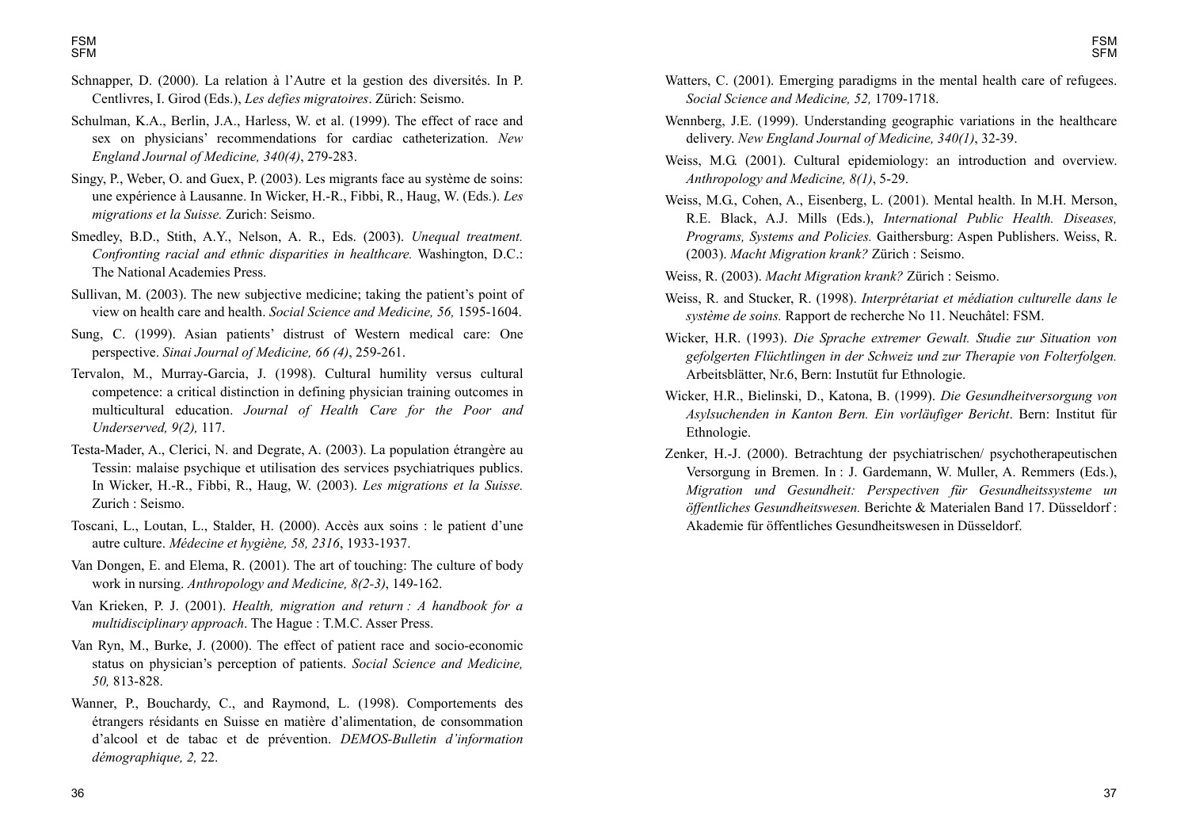Schnapper, D. (2000). La relation à l'Autre et la gestion des diversités. In P. Centlivres, I. Girod (Eds.), *Les defies migratoires*. Zürich: Seismo.

Schulman, K.A., Berlin, J.A., Harless, W. et al. (1999). The effect of race and sex on physicians' recommendations for cardiac catheterization. *New England Journal of Medicine, 340(4)*, 279-283.

Singy, P., Weber, O. and Guex, P. (2003). Les migrants face au système de soins: une expérience à Lausanne. In Wicker, H.-R., Fibbi, R., Haug, W. (Eds.). *Les migrations et la Suisse.* Zurich: Seismo.

Smedley, B.D., Stith, A.Y., Nelson, A. R., Eds. (2003). *Unequal treatment. Confronting racial and ethnic disparities in healthcare.* Washington, D.C.: The National Academies Press.

Sullivan, M. (2003). The new subjective medicine; taking the patient's point of view on health care and health. *Social Science and Medicine, 56,* 1595-1604.

Sung, C. (1999). Asian patients' distrust of Western medical care: One perspective. *Sinai Journal of Medicine, 66 (4)*, 259-261.

Tervalon, M., Murray-Garcia, J. (1998). Cultural humility versus cultural competence: a critical distinction in defining physician training outcomes in multicultural education. *Journal of Health Care for the Poor and Underserved, 9(2),* 117.

Testa-Mader, A., Clerici, N. and Degrate, A. (2003). La population étrangère au Tessin: malaise psychique et utilisation des services psychiatriques publics. In Wicker, H.-R., Fibbi, R., Haug, W. (2003). *Les migrations et la Suisse.* Zurich : Seismo.

Toscani, L., Loutan, L., Stalder, H. (2000). Accès aux soins : le patient d'une autre culture. *Médecine et hygiène, 58, 2316*, 1933-1937.

Van Dongen, E. and Elema, R. (2001). The art of touching: The culture of body work in nursing. *Anthropology and Medicine, 8(2-3)*, 149-162.

Van Krieken, P. J. (2001). *Health, migration and return : A handbook for a multidisciplinary approach*. The Hague : T.M.C. Asser Press.

Van Ryn, M., Burke, J. (2000). The effect of patient race and socio-economic status on physician's perception of patients. *Social Science and Medicine, 50,* 813-828.

Wanner, P., Bouchardy, C., and Raymond, L. (1998). Comportements des étrangers résidants en Suisse en matière d'alimentation, de consommation d'alcool et de tabac et de prévention. *DEMOS-Bulletin d'information démographique, 2,* 22.

Watters, C. (2001). Emerging paradigms in the mental health care of refugees. *Social Science and Medicine, 52,* 1709-1718.

Wennberg, J.E. (1999). Understanding geographic variations in the healthcare delivery. *New England Journal of Medicine, 340(1)*, 32-39.

Weiss, M.G. (2001). Cultural epidemiology: an introduction and overview. *Anthropology and Medicine, 8(1)*, 5-29.

Weiss, M.G., Cohen, A., Eisenberg, L. (2001). Mental health. In M.H. Merson, R.E. Black, A.J. Mills (Eds.), *International Public Health. Diseases, Programs, Systems and Policies.* Gaithersburg: Aspen Publishers. Weiss, R. (2003). *Macht Migration krank?* Zürich : Seismo.

Weiss, R. (2003). *Macht Migration krank?* Zürich : Seismo.

Weiss, R. and Stucker, R. (1998). *Interprétariat et médiation culturelle dans le système de soins.* Rapport de recherche No 11. Neuchâtel: FSM.

Wicker, H.R. (1993). *Die Sprache extremer Gewalt. Studie zur Situation von gefolgerten Flüchtlingen in der Schweiz und zur Therapie von Folterfolgen.* Arbeitsblätter, Nr.6, Bern: Instutüt fur Ethnologie.

Wicker, H.R., Bielinski, D., Katona, B. (1999). *Die Gesundheitversorgung von Asylsuchenden in Kanton Bern. Ein vorläufiger Bericht*. Bern: Institut für Ethnologie.

Zenker, H.-J. (2000). Betrachtung der psychiatrischen/ psychotherapeutischen Versorgung in Bremen. In : J. Gardemann, W. Muller, A. Remmers (Eds.), *Migration und Gesundheit: Perspectiven für Gesundheitssysteme un öffentliches Gesundheitswesen.* Berichte & Materialen Band 17. Düsseldorf : Akademie für öffentliches Gesundheitswesen in Düsseldorf.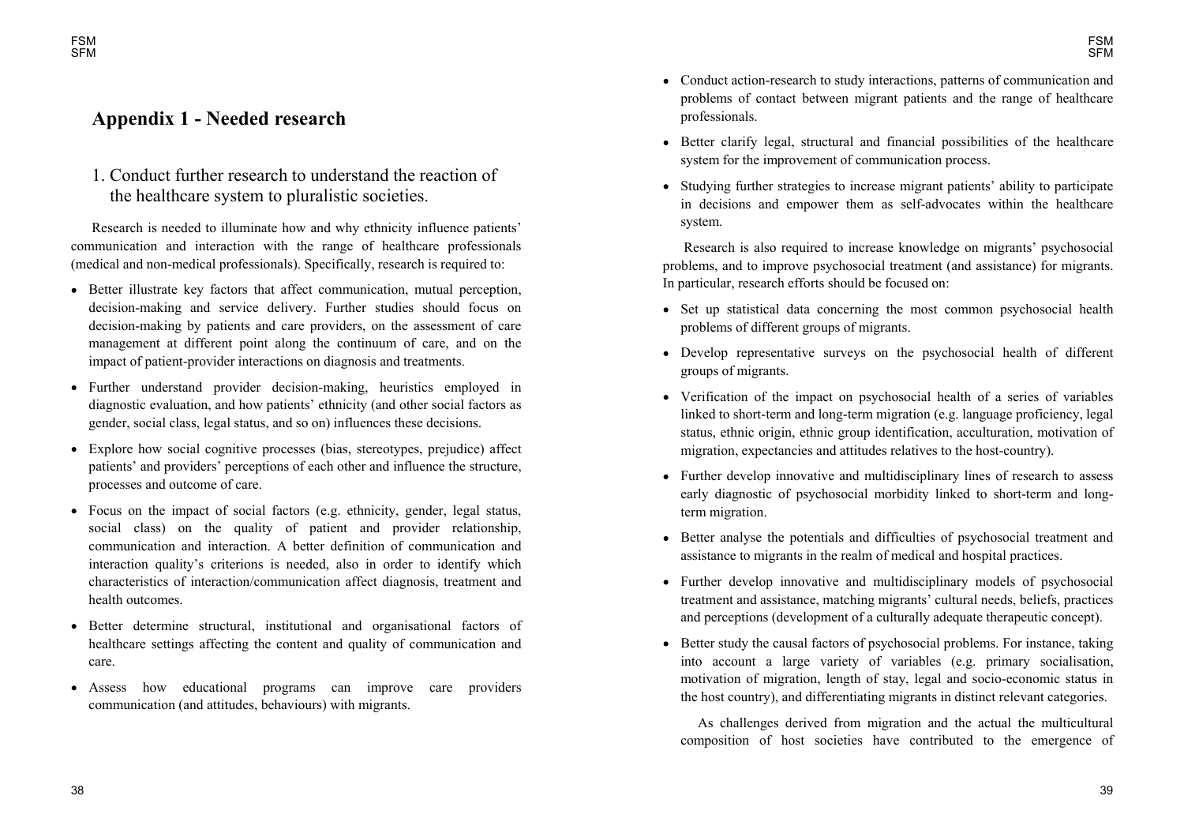# Appendix 1 - Needed research

## 1. Conduct further research to understand the reaction of the healthcare system to pluralistic societies.

Research is needed to illuminate how and why ethnicity influence patients' communication and interaction with the range of healthcare professionals (medical and non-medical professionals). Specifically, research is required to:

- Better illustrate key factors that affect communication, mutual perception, decision-making and service delivery. Further studies should focus on decision-making by patients and care providers, on the assessment of care management at different point along the continuum of care, and on the impact of patient-provider interactions on diagnosis and treatments.
- Further understand provider decision-making, heuristics employed in diagnostic evaluation, and how patients' ethnicity (and other social factors as gender, social class, legal status, and so on) influences these decisions.
- Explore how social cognitive processes (bias, stereotypes, prejudice) affect patients' and providers' perceptions of each other and influence the structure, processes and outcome of care.
- Focus on the impact of social factors (e.g. ethnicity, gender, legal status, social class) on the quality of patient and provider relationship, communication and interaction. A better definition of communication and interaction quality's criterions is needed, also in order to identify which characteristics of interaction/communication affect diagnosis, treatment and health outcomes.
- Better determine structural, institutional and organisational factors of healthcare settings affecting the content and quality of communication and care.
- Assess how educational programs can improve care providers communication (and attitudes, behaviours) with migrants.
- Conduct action-research to study interactions, patterns of communication and problems of contact between migrant patients and the range of healthcare professionals.
- Better clarify legal, structural and financial possibilities of the healthcare system for the improvement of communication process.
- Studying further strategies to increase migrant patients' ability to participate in decisions and empower them as self-advocates within the healthcare system.

Research is also required to increase knowledge on migrants' psychosocial problems, and to improve psychosocial treatment (and assistance) for migrants. In particular, research efforts should be focused on:

- Set up statistical data concerning the most common psychosocial health problems of different groups of migrants.
- Develop representative surveys on the psychosocial health of different groups of migrants.
- Verification of the impact on psychosocial health of a series of variables linked to short-term and long-term migration (e.g. language proficiency, legal status, ethnic origin, ethnic group identification, acculturation, motivation of migration, expectancies and attitudes relatives to the host-country).
- Further develop innovative and multidisciplinary lines of research to assess early diagnostic of psychosocial morbidity linked to short-term and long-term migration.
- Better analyse the potentials and difficulties of psychosocial treatment and assistance to migrants in the realm of medical and hospital practices.
- Further develop innovative and multidisciplinary models of psychosocial treatment and assistance, matching migrants' cultural needs, beliefs, practices and perceptions (development of a culturally adequate therapeutic concept).
- Better study the causal factors of psychosocial problems. For instance, taking into account a large variety of variables (e.g. primary socialisation, motivation of migration, length of stay, legal and socio-economic status in the host country), and differentiating migrants in distinct relevant categories.

As challenges derived from migration and the actual the multicultural composition of host societies have contributed to the emergence of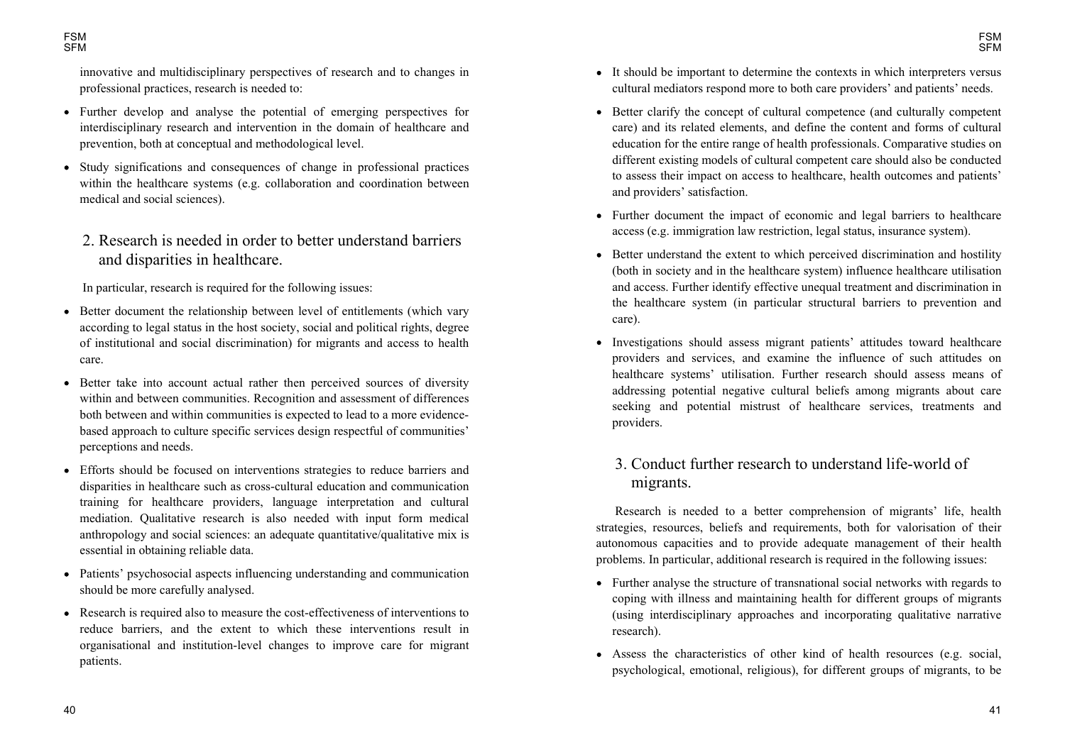innovative and multidisciplinary perspectives of research and to changes in professional practices, research is needed to:

- Further develop and analyse the potential of emerging perspectives for interdisciplinary research and intervention in the domain of healthcare and prevention, both at conceptual and methodological level.
- Study significations and consequences of change in professional practices within the healthcare systems (e.g. collaboration and coordination between medical and social sciences).

## 2. Research is needed in order to better understand barriers and disparities in healthcare.

In particular, research is required for the following issues:

- Better document the relationship between level of entitlements (which vary according to legal status in the host society, social and political rights, degree of institutional and social discrimination) for migrants and access to health care.
- Better take into account actual rather then perceived sources of diversity within and between communities. Recognition and assessment of differences both between and within communities is expected to lead to a more evidence-based approach to culture specific services design respectful of communities' perceptions and needs.
- Efforts should be focused on interventions strategies to reduce barriers and disparities in healthcare such as cross-cultural education and communication training for healthcare providers, language interpretation and cultural mediation. Qualitative research is also needed with input form medical anthropology and social sciences: an adequate quantitative/qualitative mix is essential in obtaining reliable data.
- Patients' psychosocial aspects influencing understanding and communication should be more carefully analysed.
- Research is required also to measure the cost-effectiveness of interventions to reduce barriers, and the extent to which these interventions result in organisational and institution-level changes to improve care for migrant patients.
- It should be important to determine the contexts in which interpreters versus cultural mediators respond more to both care providers' and patients' needs.
- Better clarify the concept of cultural competence (and culturally competent care) and its related elements, and define the content and forms of cultural education for the entire range of health professionals. Comparative studies on different existing models of cultural competent care should also be conducted to assess their impact on access to healthcare, health outcomes and patients' and providers' satisfaction.
- Further document the impact of economic and legal barriers to healthcare access (e.g. immigration law restriction, legal status, insurance system).
- Better understand the extent to which perceived discrimination and hostility (both in society and in the healthcare system) influence healthcare utilisation and access. Further identify effective unequal treatment and discrimination in the healthcare system (in particular structural barriers to prevention and care).
- Investigations should assess migrant patients' attitudes toward healthcare providers and services, and examine the influence of such attitudes on healthcare systems' utilisation. Further research should assess means of addressing potential negative cultural beliefs among migrants about care seeking and potential mistrust of healthcare services, treatments and providers.

## 3. Conduct further research to understand life-world of migrants.

Research is needed to a better comprehension of migrants' life, health strategies, resources, beliefs and requirements, both for valorisation of their autonomous capacities and to provide adequate management of their health problems. In particular, additional research is required in the following issues:

- Further analyse the structure of transnational social networks with regards to coping with illness and maintaining health for different groups of migrants (using interdisciplinary approaches and incorporating qualitative narrative research).
- Assess the characteristics of other kind of health resources (e.g. social, psychological, emotional, religious), for different groups of migrants, to be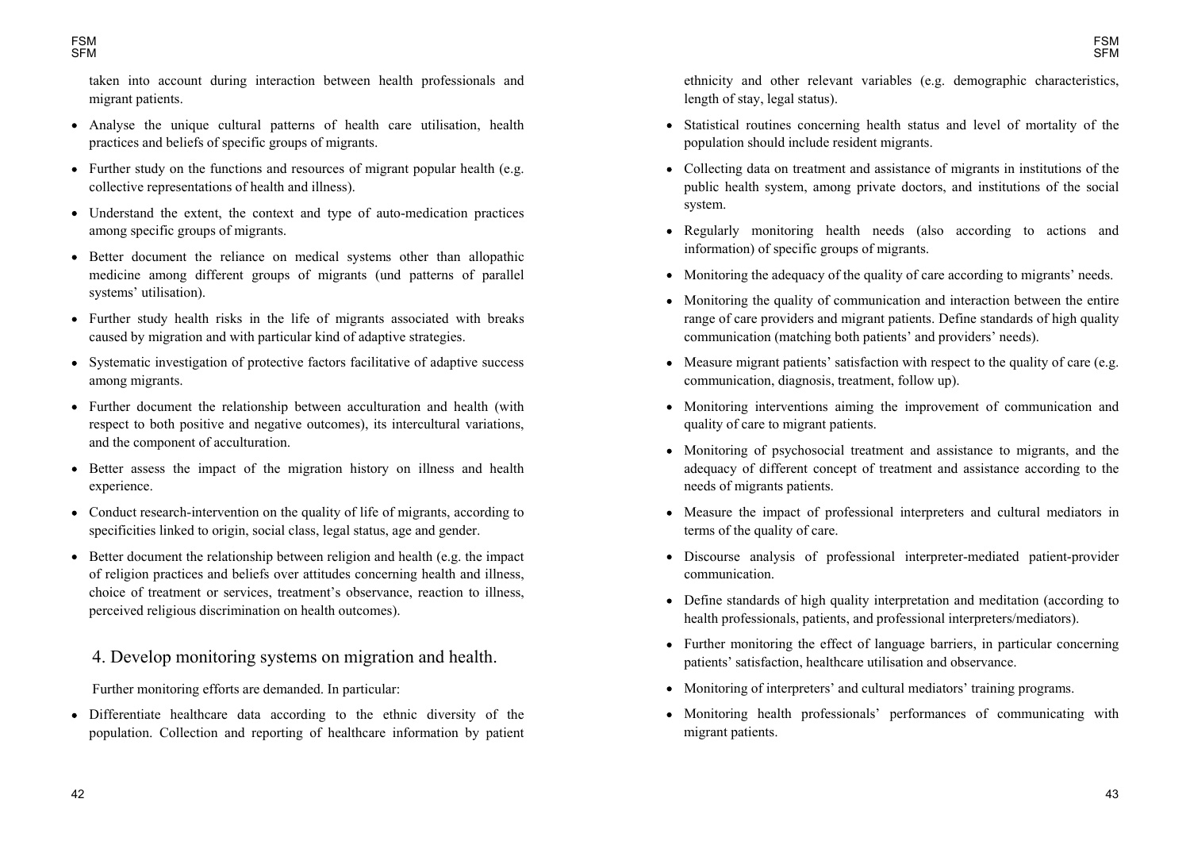taken into account during interaction between health professionals and migrant patients.

- Analyse the unique cultural patterns of health care utilisation, health practices and beliefs of specific groups of migrants.
- Further study on the functions and resources of migrant popular health (e.g. collective representations of health and illness).
- Understand the extent, the context and type of auto-medication practices among specific groups of migrants.
- Better document the reliance on medical systems other than allopathic medicine among different groups of migrants (und patterns of parallel systems' utilisation).
- Further study health risks in the life of migrants associated with breaks caused by migration and with particular kind of adaptive strategies.
- Systematic investigation of protective factors facilitative of adaptive success among migrants.
- Further document the relationship between acculturation and health (with respect to both positive and negative outcomes), its intercultural variations, and the component of acculturation.
- Better assess the impact of the migration history on illness and health experience.
- Conduct research-intervention on the quality of life of migrants, according to specificities linked to origin, social class, legal status, age and gender.
- Better document the relationship between religion and health (e.g. the impact of religion practices and beliefs over attitudes concerning health and illness, choice of treatment or services, treatment's observance, reaction to illness, perceived religious discrimination on health outcomes).

## 4. Develop monitoring systems on migration and health.

Further monitoring efforts are demanded. In particular:

- Differentiate healthcare data according to the ethnic diversity of the population. Collection and reporting of healthcare information by patient ethnicity and other relevant variables (e.g. demographic characteristics, length of stay, legal status).
- Statistical routines concerning health status and level of mortality of the population should include resident migrants.
- Collecting data on treatment and assistance of migrants in institutions of the public health system, among private doctors, and institutions of the social system.
- Regularly monitoring health needs (also according to actions and information) of specific groups of migrants.
- Monitoring the adequacy of the quality of care according to migrants' needs.
- Monitoring the quality of communication and interaction between the entire range of care providers and migrant patients. Define standards of high quality communication (matching both patients' and providers' needs).
- Measure migrant patients' satisfaction with respect to the quality of care (e.g. communication, diagnosis, treatment, follow up).
- Monitoring interventions aiming the improvement of communication and quality of care to migrant patients.
- Monitoring of psychosocial treatment and assistance to migrants, and the adequacy of different concept of treatment and assistance according to the needs of migrants patients.
- Measure the impact of professional interpreters and cultural mediators in terms of the quality of care.
- Discourse analysis of professional interpreter-mediated patient-provider communication.
- Define standards of high quality interpretation and meditation (according to health professionals, patients, and professional interpreters/mediators).
- Further monitoring the effect of language barriers, in particular concerning patients' satisfaction, healthcare utilisation and observance.
- Monitoring of interpreters' and cultural mediators' training programs.
- Monitoring health professionals' performances of communicating with migrant patients.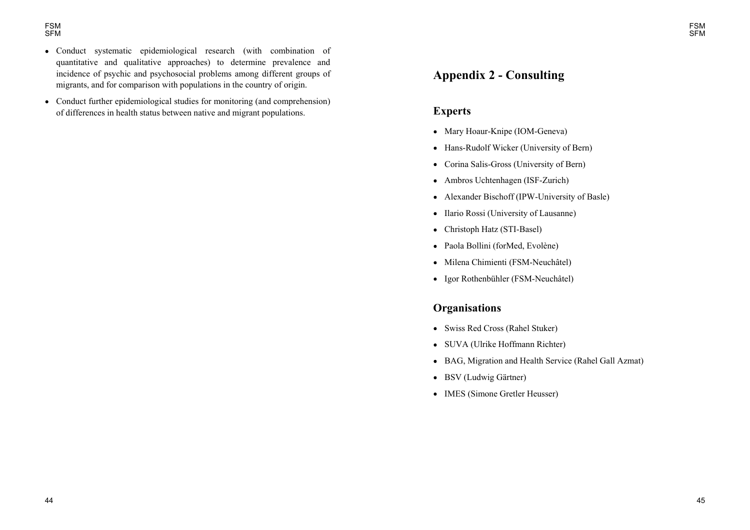- Conduct systematic epidemiological research (with combination of quantitative and qualitative approaches) to determine prevalence and incidence of psychic and psychosocial problems among different groups of migrants, and for comparison with populations in the country of origin.
- Conduct further epidemiological studies for monitoring (and comprehension) of differences in health status between native and migrant populations.

# Appendix 2 - Consulting

## Experts

- Mary Hoaur-Knipe (IOM-Geneva)
- Hans-Rudolf Wicker (University of Bern)
- Corina Salis-Gross (University of Bern)
- Ambros Uchtenhagen (ISF-Zurich)
- Alexander Bischoff (IPW-University of Basle)
- Ilario Rossi (University of Lausanne)
- Christoph Hatz (STI-Basel)
- Paola Bollini (forMed, Evolène)
- Milena Chimienti (FSM-Neuchâtel)
- Igor Rothenbühler (FSM-Neuchâtel)

## Organisations

- Swiss Red Cross (Rahel Stuker)
- SUVA (Ulrike Hoffmann Richter)
- BAG, Migration and Health Service (Rahel Gall Azmat)
- BSV (Ludwig Gärtner)
- IMES (Simone Gretler Heusser)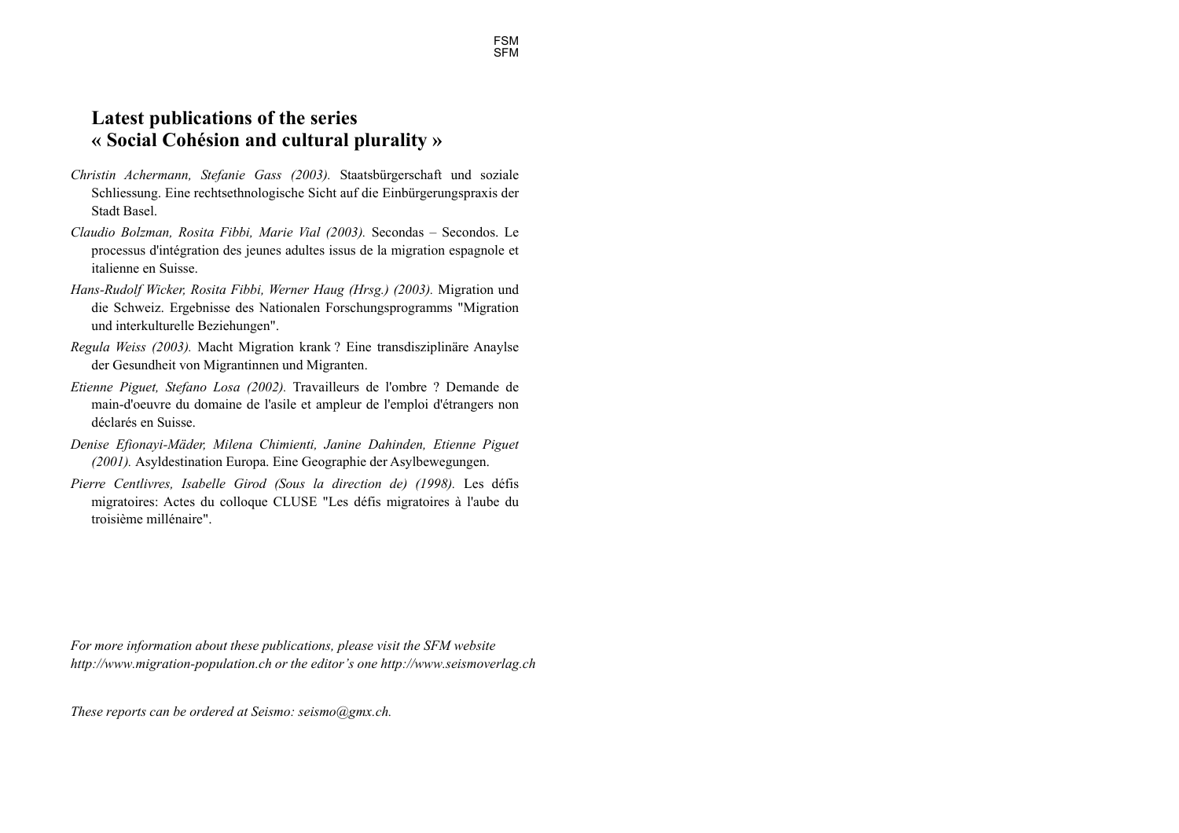## Latest publications of the series « Social Cohésion and cultural plurality »

*Christin Achermann, Stefanie Gass (2003).* Staatsbürgerschaft und soziale Schliessung. Eine rechtsethnologische Sicht auf die Einbürgerungspraxis der Stadt Basel.

*Claudio Bolzman, Rosita Fibbi, Marie Vial (2003).* Secondas – Secondos. Le processus d'intégration des jeunes adultes issus de la migration espagnole et italienne en Suisse.

*Hans-Rudolf Wicker, Rosita Fibbi, Werner Haug (Hrsg.) (2003).* Migration und die Schweiz. Ergebnisse des Nationalen Forschungsprogramms "Migration und interkulturelle Beziehungen".

*Regula Weiss (2003).* Macht Migration krank ? Eine transdisziplinäre Anaylse der Gesundheit von Migrantinnen und Migranten.

*Etienne Piguet, Stefano Losa (2002).* Travailleurs de l'ombre ? Demande de main-d'oeuvre du domaine de l'asile et ampleur de l'emploi d'étrangers non déclarés en Suisse.

*Denise Efionayi-Mäder, Milena Chimienti, Janine Dahinden, Etienne Piguet (2001).* Asyldestination Europa. Eine Geographie der Asylbewegungen.

*Pierre Centlivres, Isabelle Girod (Sous la direction de) (1998).* Les défis migratoires: Actes du colloque CLUSE "Les défis migratoires à l'aube du troisième millénaire".

*For more information about these publications, please visit the SFM website http://www.migration-population.ch or the editor's one http://www.seismoverlag.ch*

*These reports can be ordered at Seismo: seismo@gmx.ch.*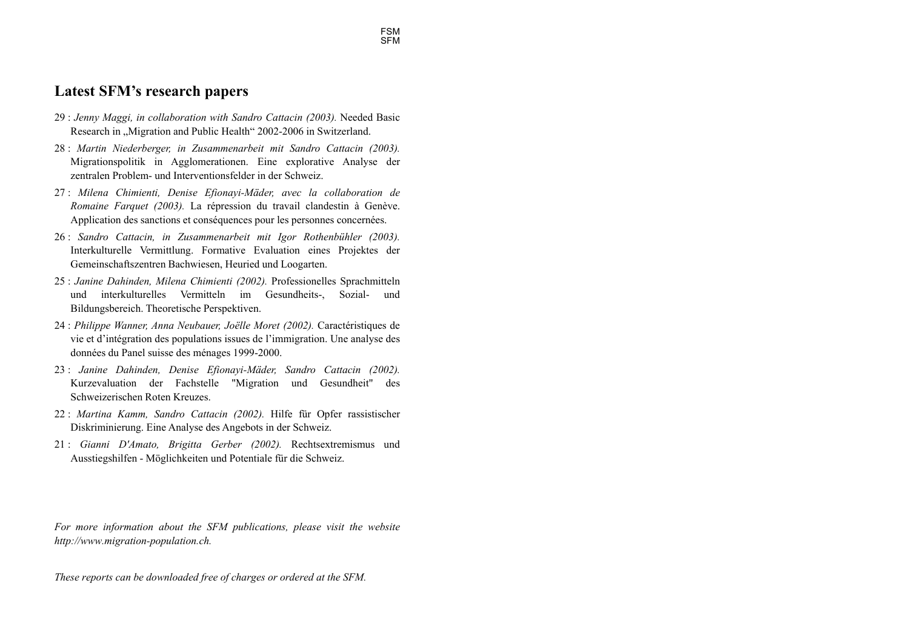## Latest SFM's research papers

29 : *Jenny Maggi, in collaboration with Sandro Cattacin (2003).* Needed Basic Research in „Migration and Public Health“ 2002-2006 in Switzerland.

28 : *Martin Niederberger, in Zusammenarbeit mit Sandro Cattacin (2003).* Migrationspolitik in Agglomerationen. Eine explorative Analyse der zentralen Problem- und Interventionsfelder in der Schweiz.

27 : *Milena Chimienti, Denise Efionayi-Mäder, avec la collaboration de Romaine Farquet (2003).* La répression du travail clandestin à Genève. Application des sanctions et conséquences pour les personnes concernées.

26 : *Sandro Cattacin, in Zusammenarbeit mit Igor Rothenbühler (2003).* Interkulturelle Vermittlung. Formative Evaluation eines Projektes der Gemeinschaftszentren Bachwiesen, Heuried und Loogarten.

25 : *Janine Dahinden, Milena Chimienti (2002).* Professionelles Sprachmitteln und interkulturelles Vermitteln im Gesundheits-, Sozial- und Bildungsbereich. Theoretische Perspektiven.

24 : *Philippe Wanner, Anna Neubauer, Joëlle Moret (2002).* Caractéristiques de vie et d'intégration des populations issues de l'immigration. Une analyse des données du Panel suisse des ménages 1999-2000.

23 : *Janine Dahinden, Denise Efionayi-Mäder, Sandro Cattacin (2002).* Kurzevaluation der Fachstelle "Migration und Gesundheit" des Schweizerischen Roten Kreuzes.

22 : *Martina Kamm, Sandro Cattacin (2002).* Hilfe für Opfer rassistischer Diskriminierung. Eine Analyse des Angebots in der Schweiz.

21 : *Gianni D'Amato, Brigitta Gerber (2002).* Rechtsextremismus und Ausstiegshilfen - Möglichkeiten und Potentiale für die Schweiz.

*For more information about the SFM publications, please visit the website http://www.migration-population.ch.*

*These reports can be downloaded free of charges or ordered at the SFM.*